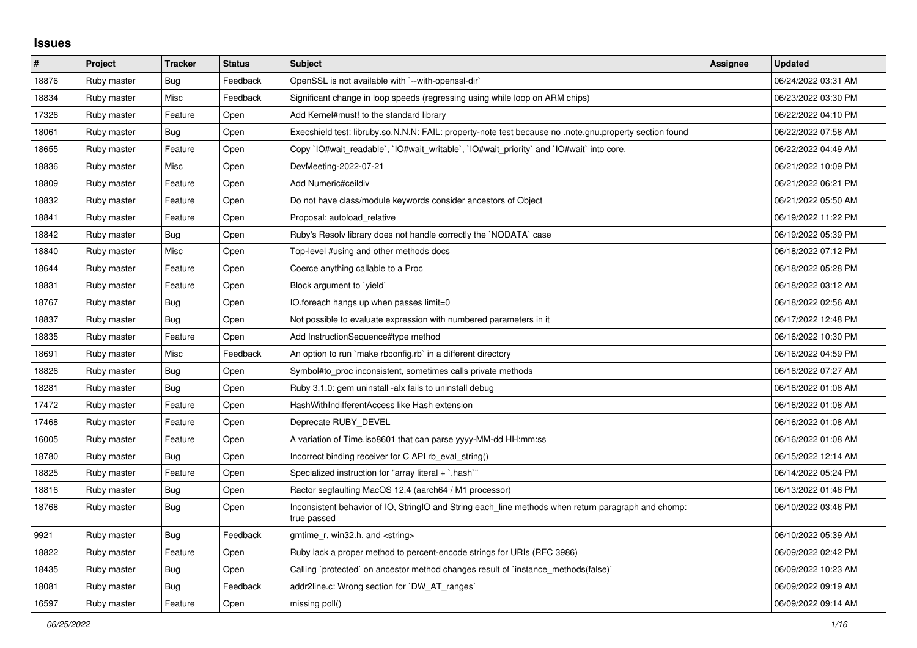# Issues

| # | Project | Tracker | Status | Subject | Assignee | Updated |
|---|---|---|---|---|---|---|
| 18876 | Ruby master | Bug | Feedback | OpenSSL is not available with `--with-openssl-dir` | | 06/24/2022 03:31 AM |
| 18834 | Ruby master | Misc | Feedback | Significant change in loop speeds (regressing using while loop on ARM chips) | | 06/23/2022 03:30 PM |
| 17326 | Ruby master | Feature | Open | Add Kernel#must! to the standard library | | 06/22/2022 04:10 PM |
| 18061 | Ruby master | Bug | Open | Execshield test: libruby.so.N.N.N: FAIL: property-note test because no .note.gnu.property section found | | 06/22/2022 07:58 AM |
| 18655 | Ruby master | Feature | Open | Copy `IO#wait_readable`, `IO#wait_writable`, `IO#wait_priority` and `IO#wait` into core. | | 06/22/2022 04:49 AM |
| 18836 | Ruby master | Misc | Open | DevMeeting-2022-07-21 | | 06/21/2022 10:09 PM |
| 18809 | Ruby master | Feature | Open | Add Numeric#ceildiv | | 06/21/2022 06:21 PM |
| 18832 | Ruby master | Feature | Open | Do not have class/module keywords consider ancestors of Object | | 06/21/2022 05:50 AM |
| 18841 | Ruby master | Feature | Open | Proposal: autoload_relative | | 06/19/2022 11:22 PM |
| 18842 | Ruby master | Bug | Open | Ruby's Resolv library does not handle correctly the `NODATA` case | | 06/19/2022 05:39 PM |
| 18840 | Ruby master | Misc | Open | Top-level #using and other methods docs | | 06/18/2022 07:12 PM |
| 18644 | Ruby master | Feature | Open | Coerce anything callable to a Proc | | 06/18/2022 05:28 PM |
| 18831 | Ruby master | Feature | Open | Block argument to `yield` | | 06/18/2022 03:12 AM |
| 18767 | Ruby master | Bug | Open | IO.foreach hangs up when passes limit=0 | | 06/18/2022 02:56 AM |
| 18837 | Ruby master | Bug | Open | Not possible to evaluate expression with numbered parameters in it | | 06/17/2022 12:48 PM |
| 18835 | Ruby master | Feature | Open | Add InstructionSequence#type method | | 06/16/2022 10:30 PM |
| 18691 | Ruby master | Misc | Feedback | An option to run `make rbconfig.rb` in a different directory | | 06/16/2022 04:59 PM |
| 18826 | Ruby master | Bug | Open | Symbol#to_proc inconsistent, sometimes calls private methods | | 06/16/2022 07:27 AM |
| 18281 | Ruby master | Bug | Open | Ruby 3.1.0: gem uninstall -alx fails to uninstall debug | | 06/16/2022 01:08 AM |
| 17472 | Ruby master | Feature | Open | HashWithIndifferentAccess like Hash extension | | 06/16/2022 01:08 AM |
| 17468 | Ruby master | Feature | Open | Deprecate RUBY_DEVEL | | 06/16/2022 01:08 AM |
| 16005 | Ruby master | Feature | Open | A variation of Time.iso8601 that can parse yyyy-MM-dd HH:mm:ss | | 06/16/2022 01:08 AM |
| 18780 | Ruby master | Bug | Open | Incorrect binding receiver for C API rb_eval_string() | | 06/15/2022 12:14 AM |
| 18825 | Ruby master | Feature | Open | Specialized instruction for "array literal + `.hash`" | | 06/14/2022 05:24 PM |
| 18816 | Ruby master | Bug | Open | Ractor segfaulting MacOS 12.4 (aarch64 / M1 processor) | | 06/13/2022 01:46 PM |
| 18768 | Ruby master | Bug | Open | Inconsistent behavior of IO, StringIO and String each_line methods when return paragraph and chomp: true passed | | 06/10/2022 03:46 PM |
| 9921 | Ruby master | Bug | Feedback | gmtime_r, win32.h, and <string> | | 06/10/2022 05:39 AM |
| 18822 | Ruby master | Feature | Open | Ruby lack a proper method to percent-encode strings for URIs (RFC 3986) | | 06/09/2022 02:42 PM |
| 18435 | Ruby master | Bug | Open | Calling `protected` on ancestor method changes result of `instance_methods(false)` | | 06/09/2022 10:23 AM |
| 18081 | Ruby master | Bug | Feedback | addr2line.c: Wrong section for `DW_AT_ranges` | | 06/09/2022 09:19 AM |
| 16597 | Ruby master | Feature | Open | missing poll() | | 06/09/2022 09:14 AM |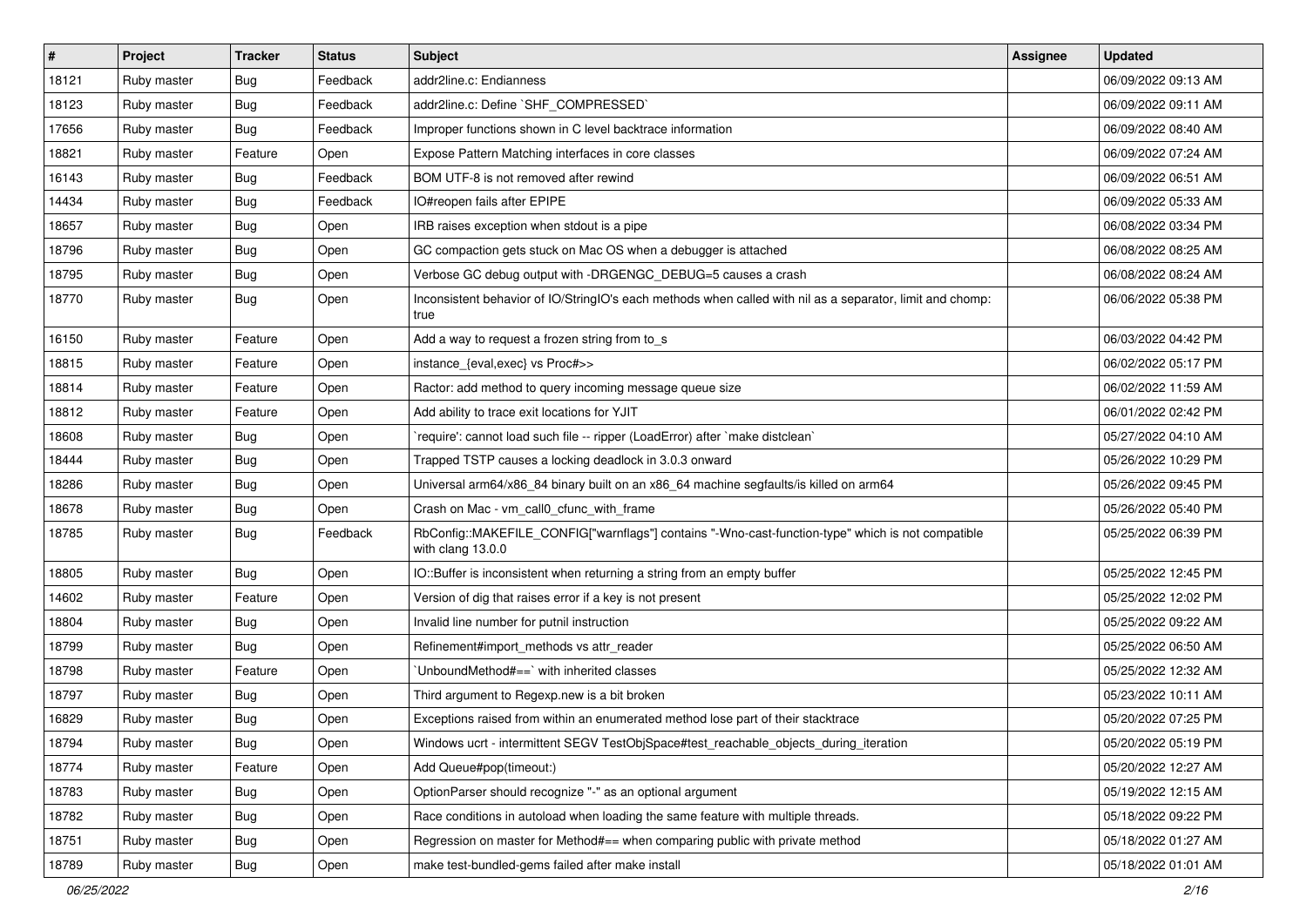| # | Project | Tracker | Status | Subject | Assignee | Updated |
|---|---|---|---|---|---|---|
| 18121 | Ruby master | Bug | Feedback | addr2line.c: Endianness | | 06/09/2022 09:13 AM |
| 18123 | Ruby master | Bug | Feedback | addr2line.c: Define `SHF_COMPRESSED` | | 06/09/2022 09:11 AM |
| 17656 | Ruby master | Bug | Feedback | Improper functions shown in C level backtrace information | | 06/09/2022 08:40 AM |
| 18821 | Ruby master | Feature | Open | Expose Pattern Matching interfaces in core classes | | 06/09/2022 07:24 AM |
| 16143 | Ruby master | Bug | Feedback | BOM UTF-8 is not removed after rewind | | 06/09/2022 06:51 AM |
| 14434 | Ruby master | Bug | Feedback | IO#reopen fails after EPIPE | | 06/09/2022 05:33 AM |
| 18657 | Ruby master | Bug | Open | IRB raises exception when stdout is a pipe | | 06/08/2022 03:34 PM |
| 18796 | Ruby master | Bug | Open | GC compaction gets stuck on Mac OS when a debugger is attached | | 06/08/2022 08:25 AM |
| 18795 | Ruby master | Bug | Open | Verbose GC debug output with -DRGENGC_DEBUG=5 causes a crash | | 06/08/2022 08:24 AM |
| 18770 | Ruby master | Bug | Open | Inconsistent behavior of IO/StringIO's each methods when called with nil as a separator, limit and chomp: true | | 06/06/2022 05:38 PM |
| 16150 | Ruby master | Feature | Open | Add a way to request a frozen string from to_s | | 06/03/2022 04:42 PM |
| 18815 | Ruby master | Feature | Open | instance_{eval,exec} vs Proc#>> | | 06/02/2022 05:17 PM |
| 18814 | Ruby master | Feature | Open | Ractor: add method to query incoming message queue size | | 06/02/2022 11:59 AM |
| 18812 | Ruby master | Feature | Open | Add ability to trace exit locations for YJIT | | 06/01/2022 02:42 PM |
| 18608 | Ruby master | Bug | Open | `require': cannot load such file -- ripper (LoadError) after `make distclean` | | 05/27/2022 04:10 AM |
| 18444 | Ruby master | Bug | Open | Trapped TSTP causes a locking deadlock in 3.0.3 onward | | 05/26/2022 10:29 PM |
| 18286 | Ruby master | Bug | Open | Universal arm64/x86_84 binary built on an x86_64 machine segfaults/is killed on arm64 | | 05/26/2022 09:45 PM |
| 18678 | Ruby master | Bug | Open | Crash on Mac - vm_call0_cfunc_with_frame | | 05/26/2022 05:40 PM |
| 18785 | Ruby master | Bug | Feedback | RbConfig::MAKEFILE_CONFIG["warnflags"] contains "-Wno-cast-function-type" which is not compatible with clang 13.0.0 | | 05/25/2022 06:39 PM |
| 18805 | Ruby master | Bug | Open | IO::Buffer is inconsistent when returning a string from an empty buffer | | 05/25/2022 12:45 PM |
| 14602 | Ruby master | Feature | Open | Version of dig that raises error if a key is not present | | 05/25/2022 12:02 PM |
| 18804 | Ruby master | Bug | Open | Invalid line number for putnil instruction | | 05/25/2022 09:22 AM |
| 18799 | Ruby master | Bug | Open | Refinement#import_methods vs attr_reader | | 05/25/2022 06:50 AM |
| 18798 | Ruby master | Feature | Open | `UnboundMethod#==` with inherited classes | | 05/25/2022 12:32 AM |
| 18797 | Ruby master | Bug | Open | Third argument to Regexp.new is a bit broken | | 05/23/2022 10:11 AM |
| 16829 | Ruby master | Bug | Open | Exceptions raised from within an enumerated method lose part of their stacktrace | | 05/20/2022 07:25 PM |
| 18794 | Ruby master | Bug | Open | Windows ucrt - intermittent SEGV TestObjSpace#test_reachable_objects_during_iteration | | 05/20/2022 05:19 PM |
| 18774 | Ruby master | Feature | Open | Add Queue#pop(timeout:) | | 05/20/2022 12:27 AM |
| 18783 | Ruby master | Bug | Open | OptionParser should recognize "-" as an optional argument | | 05/19/2022 12:15 AM |
| 18782 | Ruby master | Bug | Open | Race conditions in autoload when loading the same feature with multiple threads. | | 05/18/2022 09:22 PM |
| 18751 | Ruby master | Bug | Open | Regression on master for Method#== when comparing public with private method | | 05/18/2022 01:27 AM |
| 18789 | Ruby master | Bug | Open | make test-bundled-gems failed after make install | | 05/18/2022 01:01 AM |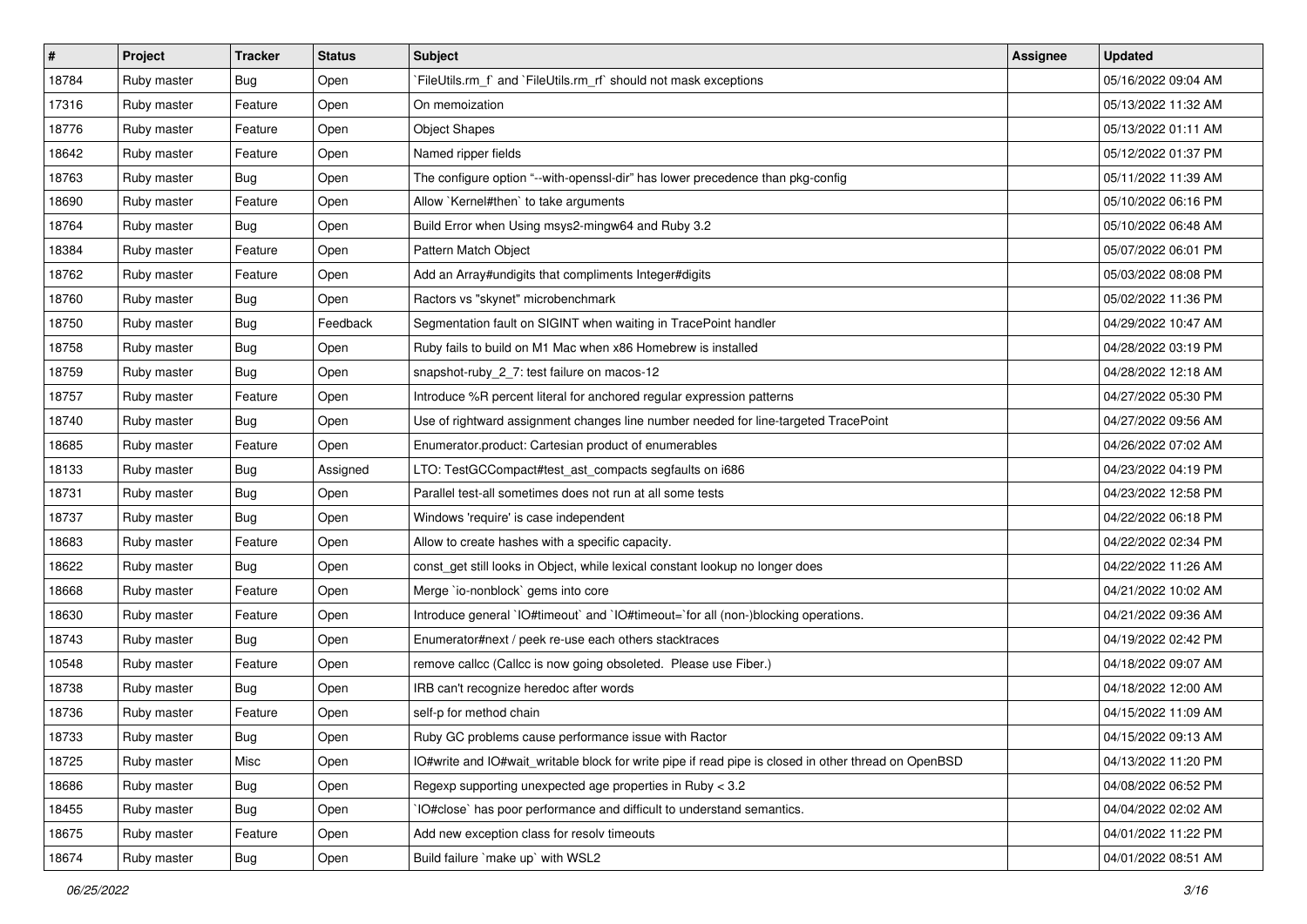| # | Project | Tracker | Status | Subject | Assignee | Updated |
|---|---|---|---|---|---|---|
| 18784 | Ruby master | Bug | Open | `FileUtils.rm_f` and `FileUtils.rm_rf` should not mask exceptions | | 05/16/2022 09:04 AM |
| 17316 | Ruby master | Feature | Open | On memoization | | 05/13/2022 11:32 AM |
| 18776 | Ruby master | Feature | Open | Object Shapes | | 05/13/2022 01:11 AM |
| 18642 | Ruby master | Feature | Open | Named ripper fields | | 05/12/2022 01:37 PM |
| 18763 | Ruby master | Bug | Open | The configure option "--with-openssl-dir" has lower precedence than pkg-config | | 05/11/2022 11:39 AM |
| 18690 | Ruby master | Feature | Open | Allow `Kernel#then` to take arguments | | 05/10/2022 06:16 PM |
| 18764 | Ruby master | Bug | Open | Build Error when Using msys2-mingw64 and Ruby 3.2 | | 05/10/2022 06:48 AM |
| 18384 | Ruby master | Feature | Open | Pattern Match Object | | 05/07/2022 06:01 PM |
| 18762 | Ruby master | Feature | Open | Add an Array#undigits that compliments Integer#digits | | 05/03/2022 08:08 PM |
| 18760 | Ruby master | Bug | Open | Ractors vs "skynet" microbenchmark | | 05/02/2022 11:36 PM |
| 18750 | Ruby master | Bug | Feedback | Segmentation fault on SIGINT when waiting in TracePoint handler | | 04/29/2022 10:47 AM |
| 18758 | Ruby master | Bug | Open | Ruby fails to build on M1 Mac when x86 Homebrew is installed | | 04/28/2022 03:19 PM |
| 18759 | Ruby master | Bug | Open | snapshot-ruby_2_7: test failure on macos-12 | | 04/28/2022 12:18 AM |
| 18757 | Ruby master | Feature | Open | Introduce %R percent literal for anchored regular expression patterns | | 04/27/2022 05:30 PM |
| 18740 | Ruby master | Bug | Open | Use of rightward assignment changes line number needed for line-targeted TracePoint | | 04/27/2022 09:56 AM |
| 18685 | Ruby master | Feature | Open | Enumerator.product: Cartesian product of enumerables | | 04/26/2022 07:02 AM |
| 18133 | Ruby master | Bug | Assigned | LTO: TestGCCompact#test_ast_compacts segfaults on i686 | | 04/23/2022 04:19 PM |
| 18731 | Ruby master | Bug | Open | Parallel test-all sometimes does not run at all some tests | | 04/23/2022 12:58 PM |
| 18737 | Ruby master | Bug | Open | Windows 'require' is case independent | | 04/22/2022 06:18 PM |
| 18683 | Ruby master | Feature | Open | Allow to create hashes with a specific capacity. | | 04/22/2022 02:34 PM |
| 18622 | Ruby master | Bug | Open | const_get still looks in Object, while lexical constant lookup no longer does | | 04/22/2022 11:26 AM |
| 18668 | Ruby master | Feature | Open | Merge `io-nonblock` gems into core | | 04/21/2022 10:02 AM |
| 18630 | Ruby master | Feature | Open | Introduce general `IO#timeout` and `IO#timeout=`for all (non-)blocking operations. | | 04/21/2022 09:36 AM |
| 18743 | Ruby master | Bug | Open | Enumerator#next / peek re-use each others stacktraces | | 04/19/2022 02:42 PM |
| 10548 | Ruby master | Feature | Open | remove callcc (Callcc is now going obsoleted. Please use Fiber.) | | 04/18/2022 09:07 AM |
| 18738 | Ruby master | Bug | Open | IRB can't recognize heredoc after words | | 04/18/2022 12:00 AM |
| 18736 | Ruby master | Feature | Open | self-p for method chain | | 04/15/2022 11:09 AM |
| 18733 | Ruby master | Bug | Open | Ruby GC problems cause performance issue with Ractor | | 04/15/2022 09:13 AM |
| 18725 | Ruby master | Misc | Open | IO#write and IO#wait_writable block for write pipe if read pipe is closed in other thread on OpenBSD | | 04/13/2022 11:20 PM |
| 18686 | Ruby master | Bug | Open | Regexp supporting unexpected age properties in Ruby < 3.2 | | 04/08/2022 06:52 PM |
| 18455 | Ruby master | Bug | Open | `IO#close` has poor performance and difficult to understand semantics. | | 04/04/2022 02:02 AM |
| 18675 | Ruby master | Feature | Open | Add new exception class for resolv timeouts | | 04/01/2022 11:22 PM |
| 18674 | Ruby master | Bug | Open | Build failure `make up` with WSL2 | | 04/01/2022 08:51 AM |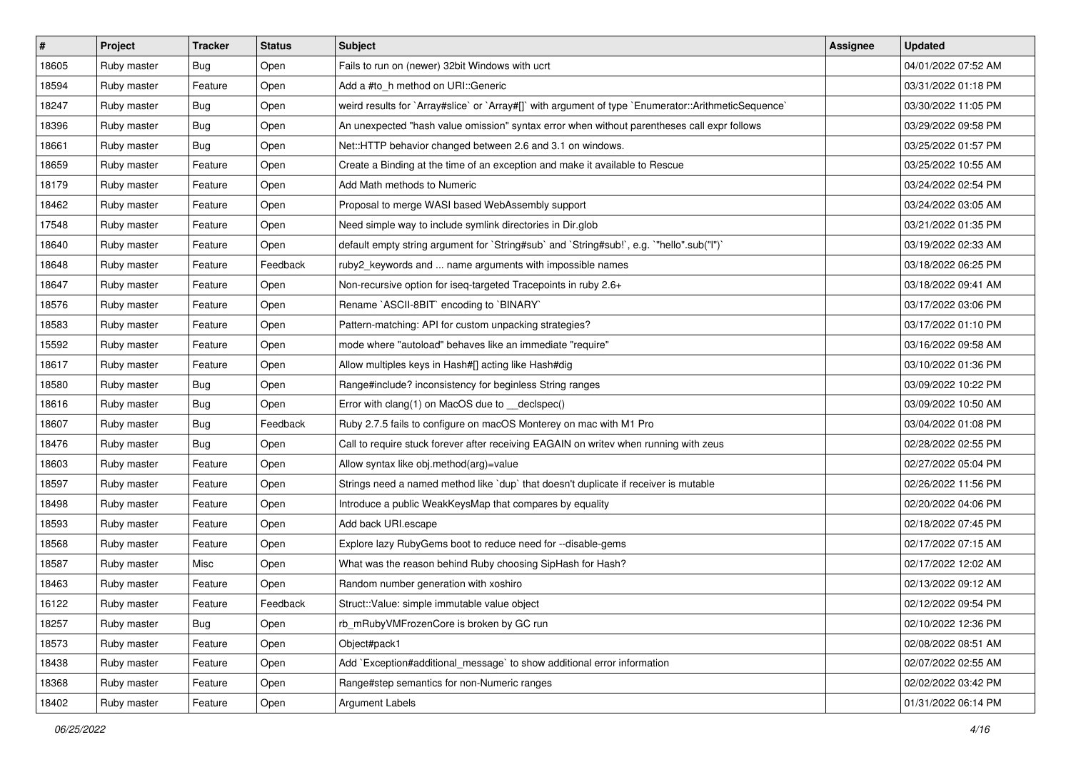| # | Project | Tracker | Status | Subject | Assignee | Updated |
|---|---|---|---|---|---|---|
| 18605 | Ruby master | Bug | Open | Fails to run on (newer) 32bit Windows with ucrt | | 04/01/2022 07:52 AM |
| 18594 | Ruby master | Feature | Open | Add a #to_h method on URI::Generic | | 03/31/2022 01:18 PM |
| 18247 | Ruby master | Bug | Open | weird results for `Array#slice` or `Array#[]` with argument of type `Enumerator::ArithmeticSequence` | | 03/30/2022 11:05 PM |
| 18396 | Ruby master | Bug | Open | An unexpected "hash value omission" syntax error when without parentheses call expr follows | | 03/29/2022 09:58 PM |
| 18661 | Ruby master | Bug | Open | Net::HTTP behavior changed between 2.6 and 3.1 on windows. | | 03/25/2022 01:57 PM |
| 18659 | Ruby master | Feature | Open | Create a Binding at the time of an exception and make it available to Rescue | | 03/25/2022 10:55 AM |
| 18179 | Ruby master | Feature | Open | Add Math methods to Numeric | | 03/24/2022 02:54 PM |
| 18462 | Ruby master | Feature | Open | Proposal to merge WASI based WebAssembly support | | 03/24/2022 03:05 AM |
| 17548 | Ruby master | Feature | Open | Need simple way to include symlink directories in Dir.glob | | 03/21/2022 01:35 PM |
| 18640 | Ruby master | Feature | Open | default empty string argument for `String#sub` and `String#sub!`, e.g. `"hello".sub("l")` | | 03/19/2022 02:33 AM |
| 18648 | Ruby master | Feature | Feedback | ruby2_keywords and ... name arguments with impossible names | | 03/18/2022 06:25 PM |
| 18647 | Ruby master | Feature | Open | Non-recursive option for iseq-targeted Tracepoints in ruby 2.6+ | | 03/18/2022 09:41 AM |
| 18576 | Ruby master | Feature | Open | Rename `ASCII-8BIT` encoding to `BINARY` | | 03/17/2022 03:06 PM |
| 18583 | Ruby master | Feature | Open | Pattern-matching: API for custom unpacking strategies? | | 03/17/2022 01:10 PM |
| 15592 | Ruby master | Feature | Open | mode where "autoload" behaves like an immediate "require" | | 03/16/2022 09:58 AM |
| 18617 | Ruby master | Feature | Open | Allow multiples keys in Hash#[] acting like Hash#dig | | 03/10/2022 01:36 PM |
| 18580 | Ruby master | Bug | Open | Range#include? inconsistency for beginless String ranges | | 03/09/2022 10:22 PM |
| 18616 | Ruby master | Bug | Open | Error with clang(1) on MacOS due to __declspec() | | 03/09/2022 10:50 AM |
| 18607 | Ruby master | Bug | Feedback | Ruby 2.7.5 fails to configure on macOS Monterey on mac with M1 Pro | | 03/04/2022 01:08 PM |
| 18476 | Ruby master | Bug | Open | Call to require stuck forever after receiving EAGAIN on writev when running with zeus | | 02/28/2022 02:55 PM |
| 18603 | Ruby master | Feature | Open | Allow syntax like obj.method(arg)=value | | 02/27/2022 05:04 PM |
| 18597 | Ruby master | Feature | Open | Strings need a named method like `dup` that doesn't duplicate if receiver is mutable | | 02/26/2022 11:56 PM |
| 18498 | Ruby master | Feature | Open | Introduce a public WeakKeysMap that compares by equality | | 02/20/2022 04:06 PM |
| 18593 | Ruby master | Feature | Open | Add back URI.escape | | 02/18/2022 07:45 PM |
| 18568 | Ruby master | Feature | Open | Explore lazy RubyGems boot to reduce need for --disable-gems | | 02/17/2022 07:15 AM |
| 18587 | Ruby master | Misc | Open | What was the reason behind Ruby choosing SipHash for Hash? | | 02/17/2022 12:02 AM |
| 18463 | Ruby master | Feature | Open | Random number generation with xoshiro | | 02/13/2022 09:12 AM |
| 16122 | Ruby master | Feature | Feedback | Struct::Value: simple immutable value object | | 02/12/2022 09:54 PM |
| 18257 | Ruby master | Bug | Open | rb_mRubyVMFrozenCore is broken by GC run | | 02/10/2022 12:36 PM |
| 18573 | Ruby master | Feature | Open | Object#pack1 | | 02/08/2022 08:51 AM |
| 18438 | Ruby master | Feature | Open | Add `Exception#additional_message` to show additional error information | | 02/07/2022 02:55 AM |
| 18368 | Ruby master | Feature | Open | Range#step semantics for non-Numeric ranges | | 02/02/2022 03:42 PM |
| 18402 | Ruby master | Feature | Open | Argument Labels | | 01/31/2022 06:14 PM |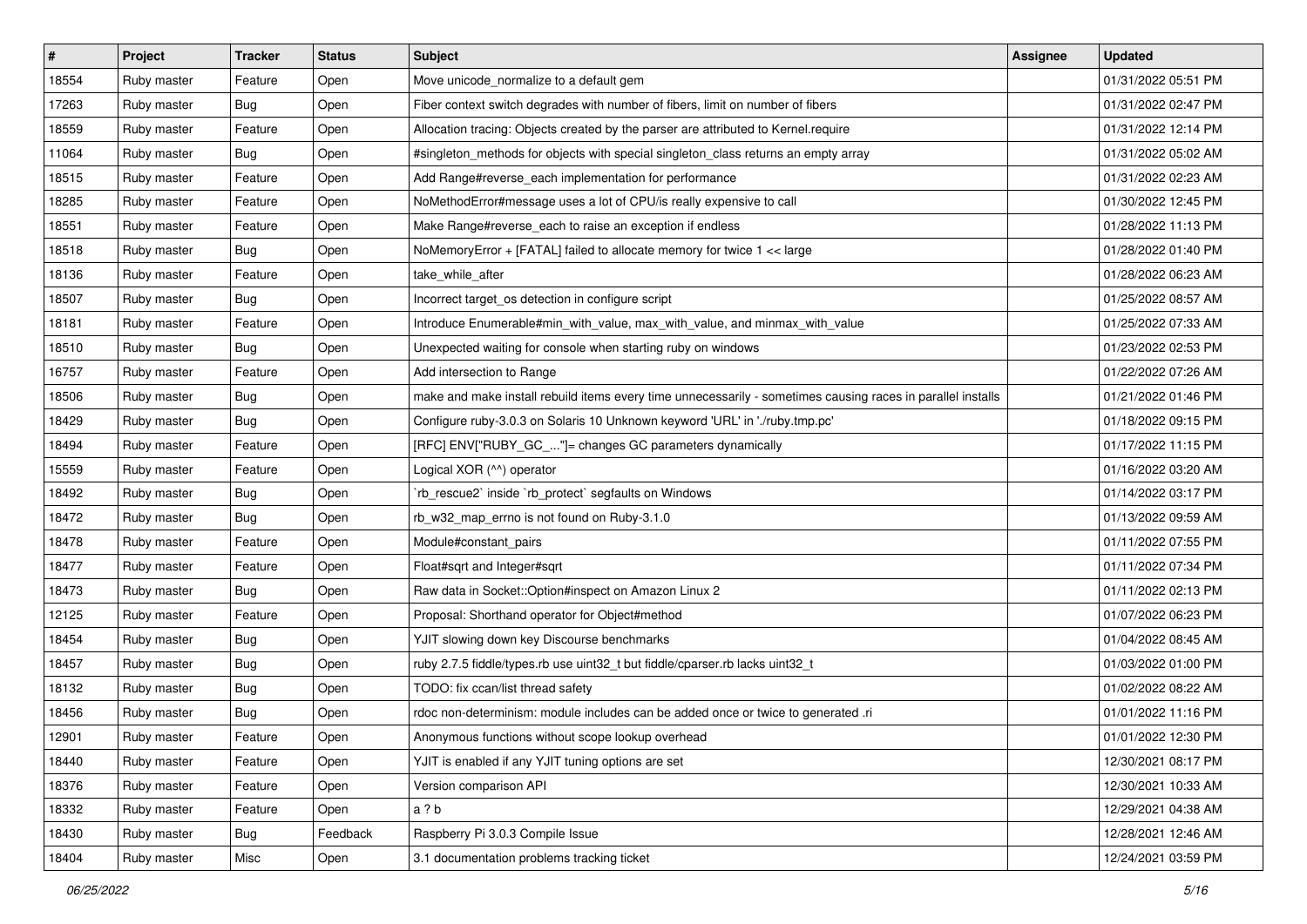| # | Project | Tracker | Status | Subject | Assignee | Updated |
| --- | --- | --- | --- | --- | --- | --- |
| 18554 | Ruby master | Feature | Open | Move unicode_normalize to a default gem | | 01/31/2022 05:51 PM |
| 17263 | Ruby master | Bug | Open | Fiber context switch degrades with number of fibers, limit on number of fibers | | 01/31/2022 02:47 PM |
| 18559 | Ruby master | Feature | Open | Allocation tracing: Objects created by the parser are attributed to Kernel.require | | 01/31/2022 12:14 PM |
| 11064 | Ruby master | Bug | Open | #singleton_methods for objects with special singleton_class returns an empty array | | 01/31/2022 05:02 AM |
| 18515 | Ruby master | Feature | Open | Add Range#reverse_each implementation for performance | | 01/31/2022 02:23 AM |
| 18285 | Ruby master | Feature | Open | NoMethodError#message uses a lot of CPU/is really expensive to call | | 01/30/2022 12:45 PM |
| 18551 | Ruby master | Feature | Open | Make Range#reverse_each to raise an exception if endless | | 01/28/2022 11:13 PM |
| 18518 | Ruby master | Bug | Open | NoMemoryError + [FATAL] failed to allocate memory for twice 1 << large | | 01/28/2022 01:40 PM |
| 18136 | Ruby master | Feature | Open | take_while_after | | 01/28/2022 06:23 AM |
| 18507 | Ruby master | Bug | Open | Incorrect target_os detection in configure script | | 01/25/2022 08:57 AM |
| 18181 | Ruby master | Feature | Open | Introduce Enumerable#min_with_value, max_with_value, and minmax_with_value | | 01/25/2022 07:33 AM |
| 18510 | Ruby master | Bug | Open | Unexpected waiting for console when starting ruby on windows | | 01/23/2022 02:53 PM |
| 16757 | Ruby master | Feature | Open | Add intersection to Range | | 01/22/2022 07:26 AM |
| 18506 | Ruby master | Bug | Open | make and make install rebuild items every time unnecessarily - sometimes causing races in parallel installs | | 01/21/2022 01:46 PM |
| 18429 | Ruby master | Bug | Open | Configure ruby-3.0.3 on Solaris 10 Unknown keyword 'URL' in './ruby.tmp.pc' | | 01/18/2022 09:15 PM |
| 18494 | Ruby master | Feature | Open | [RFC] ENV["RUBY_GC_..."]= changes GC parameters dynamically | | 01/17/2022 11:15 PM |
| 15559 | Ruby master | Feature | Open | Logical XOR (^^) operator | | 01/16/2022 03:20 AM |
| 18492 | Ruby master | Bug | Open | `rb_rescue2` inside `rb_protect` segfaults on Windows | | 01/14/2022 03:17 PM |
| 18472 | Ruby master | Bug | Open | rb_w32_map_errno is not found on Ruby-3.1.0 | | 01/13/2022 09:59 AM |
| 18478 | Ruby master | Feature | Open | Module#constant_pairs | | 01/11/2022 07:55 PM |
| 18477 | Ruby master | Feature | Open | Float#sqrt and Integer#sqrt | | 01/11/2022 07:34 PM |
| 18473 | Ruby master | Bug | Open | Raw data in Socket::Option#inspect on Amazon Linux 2 | | 01/11/2022 02:13 PM |
| 12125 | Ruby master | Feature | Open | Proposal: Shorthand operator for Object#method | | 01/07/2022 06:23 PM |
| 18454 | Ruby master | Bug | Open | YJIT slowing down key Discourse benchmarks | | 01/04/2022 08:45 AM |
| 18457 | Ruby master | Bug | Open | ruby 2.7.5 fiddle/types.rb use uint32_t but fiddle/cparser.rb lacks uint32_t | | 01/03/2022 01:00 PM |
| 18132 | Ruby master | Bug | Open | TODO: fix ccan/list thread safety | | 01/02/2022 08:22 AM |
| 18456 | Ruby master | Bug | Open | rdoc non-determinism: module includes can be added once or twice to generated .ri | | 01/01/2022 11:16 PM |
| 12901 | Ruby master | Feature | Open | Anonymous functions without scope lookup overhead | | 01/01/2022 12:30 PM |
| 18440 | Ruby master | Feature | Open | YJIT is enabled if any YJIT tuning options are set | | 12/30/2021 08:17 PM |
| 18376 | Ruby master | Feature | Open | Version comparison API | | 12/30/2021 10:33 AM |
| 18332 | Ruby master | Feature | Open | a ? b | | 12/29/2021 04:38 AM |
| 18430 | Ruby master | Bug | Feedback | Raspberry Pi 3.0.3 Compile Issue | | 12/28/2021 12:46 AM |
| 18404 | Ruby master | Misc | Open | 3.1 documentation problems tracking ticket | | 12/24/2021 03:59 PM |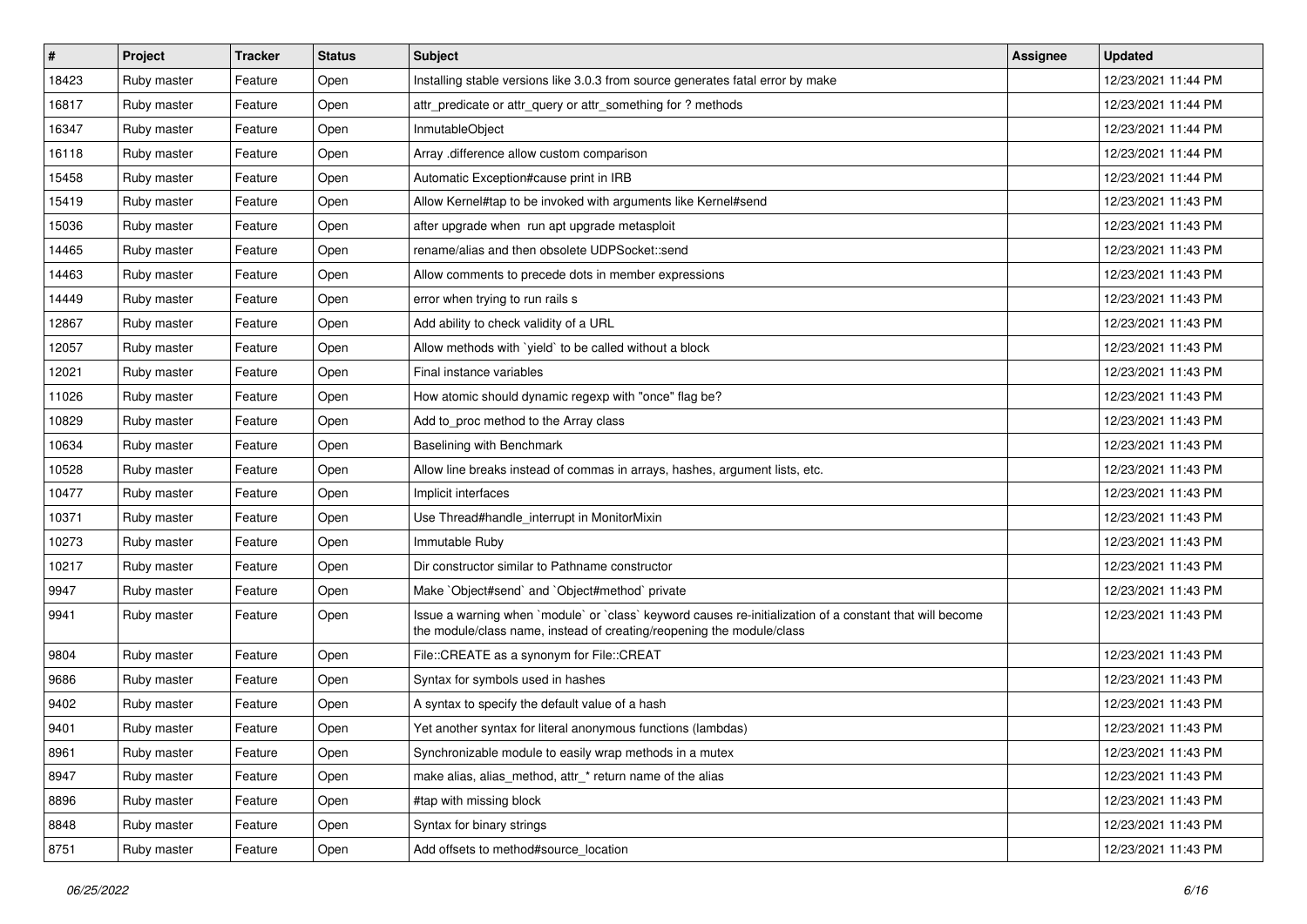| # | Project | Tracker | Status | Subject | Assignee | Updated |
|---|---|---|---|---|---|---|
| 18423 | Ruby master | Feature | Open | Installing stable versions like 3.0.3 from source generates fatal error by make | | 12/23/2021 11:44 PM |
| 16817 | Ruby master | Feature | Open | attr_predicate or attr_query or attr_something for ? methods | | 12/23/2021 11:44 PM |
| 16347 | Ruby master | Feature | Open | InmutableObject | | 12/23/2021 11:44 PM |
| 16118 | Ruby master | Feature | Open | Array .difference allow custom comparison | | 12/23/2021 11:44 PM |
| 15458 | Ruby master | Feature | Open | Automatic Exception#cause print in IRB | | 12/23/2021 11:44 PM |
| 15419 | Ruby master | Feature | Open | Allow Kernel#tap to be invoked with arguments like Kernel#send | | 12/23/2021 11:43 PM |
| 15036 | Ruby master | Feature | Open | after upgrade when run apt upgrade metasploit | | 12/23/2021 11:43 PM |
| 14465 | Ruby master | Feature | Open | rename/alias and then obsolete UDPSocket::send | | 12/23/2021 11:43 PM |
| 14463 | Ruby master | Feature | Open | Allow comments to precede dots in member expressions | | 12/23/2021 11:43 PM |
| 14449 | Ruby master | Feature | Open | error when trying to run rails s | | 12/23/2021 11:43 PM |
| 12867 | Ruby master | Feature | Open | Add ability to check validity of a URL | | 12/23/2021 11:43 PM |
| 12057 | Ruby master | Feature | Open | Allow methods with `yield` to be called without a block | | 12/23/2021 11:43 PM |
| 12021 | Ruby master | Feature | Open | Final instance variables | | 12/23/2021 11:43 PM |
| 11026 | Ruby master | Feature | Open | How atomic should dynamic regexp with "once" flag be? | | 12/23/2021 11:43 PM |
| 10829 | Ruby master | Feature | Open | Add to_proc method to the Array class | | 12/23/2021 11:43 PM |
| 10634 | Ruby master | Feature | Open | Baselining with Benchmark | | 12/23/2021 11:43 PM |
| 10528 | Ruby master | Feature | Open | Allow line breaks instead of commas in arrays, hashes, argument lists, etc. | | 12/23/2021 11:43 PM |
| 10477 | Ruby master | Feature | Open | Implicit interfaces | | 12/23/2021 11:43 PM |
| 10371 | Ruby master | Feature | Open | Use Thread#handle_interrupt in MonitorMixin | | 12/23/2021 11:43 PM |
| 10273 | Ruby master | Feature | Open | Immutable Ruby | | 12/23/2021 11:43 PM |
| 10217 | Ruby master | Feature | Open | Dir constructor similar to Pathname constructor | | 12/23/2021 11:43 PM |
| 9947 | Ruby master | Feature | Open | Make `Object#send` and `Object#method` private | | 12/23/2021 11:43 PM |
| 9941 | Ruby master | Feature | Open | Issue a warning when `module` or `class` keyword causes re-initialization of a constant that will become the module/class name, instead of creating/reopening the module/class | | 12/23/2021 11:43 PM |
| 9804 | Ruby master | Feature | Open | File::CREATE as a synonym for File::CREAT | | 12/23/2021 11:43 PM |
| 9686 | Ruby master | Feature | Open | Syntax for symbols used in hashes | | 12/23/2021 11:43 PM |
| 9402 | Ruby master | Feature | Open | A syntax to specify the default value of a hash | | 12/23/2021 11:43 PM |
| 9401 | Ruby master | Feature | Open | Yet another syntax for literal anonymous functions (lambdas) | | 12/23/2021 11:43 PM |
| 8961 | Ruby master | Feature | Open | Synchronizable module to easily wrap methods in a mutex | | 12/23/2021 11:43 PM |
| 8947 | Ruby master | Feature | Open | make alias, alias_method, attr_* return name of the alias | | 12/23/2021 11:43 PM |
| 8896 | Ruby master | Feature | Open | #tap with missing block | | 12/23/2021 11:43 PM |
| 8848 | Ruby master | Feature | Open | Syntax for binary strings | | 12/23/2021 11:43 PM |
| 8751 | Ruby master | Feature | Open | Add offsets to method#source_location | | 12/23/2021 11:43 PM |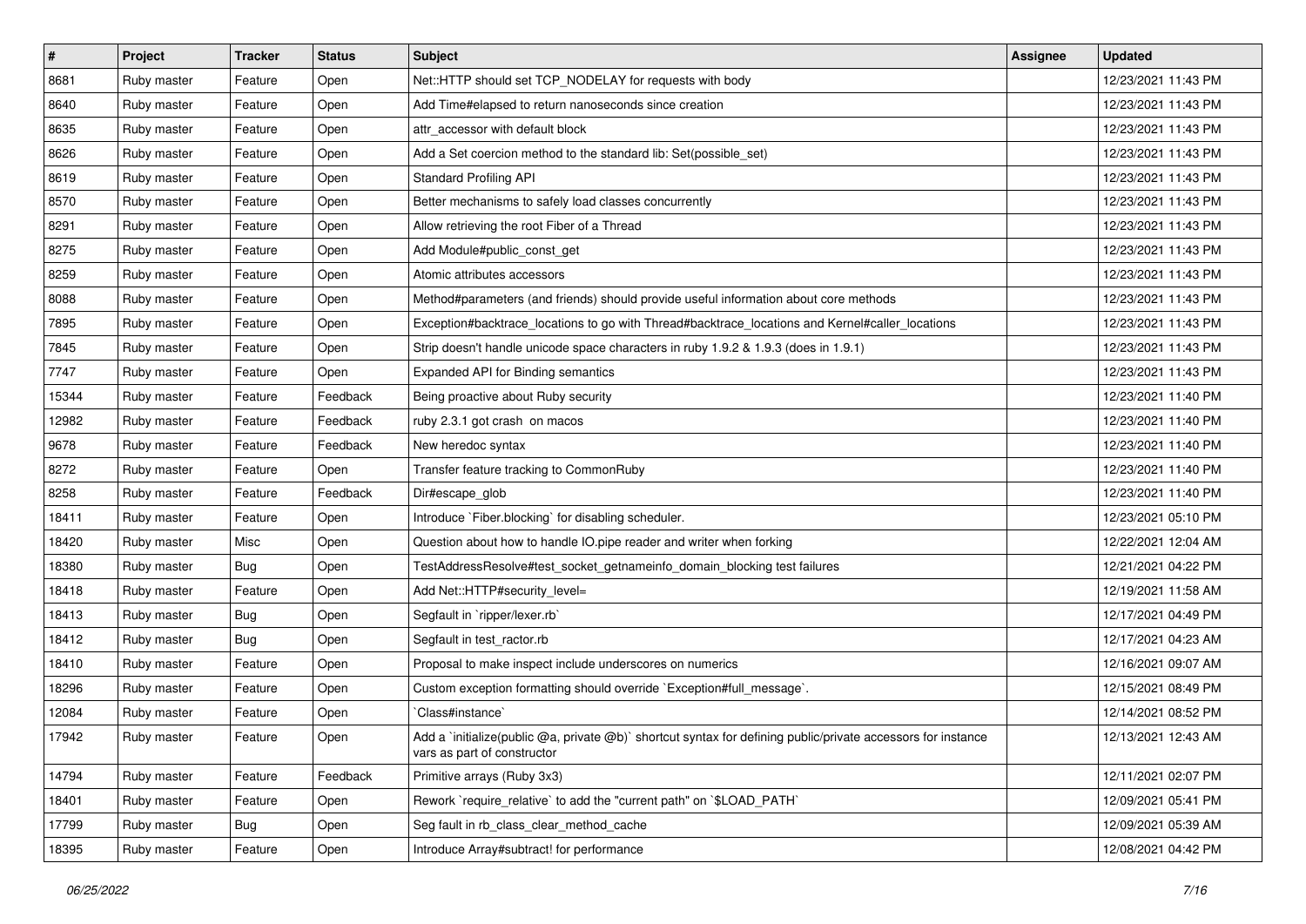| # | Project | Tracker | Status | Subject | Assignee | Updated |
|---|---|---|---|---|---|---|
| 8681 | Ruby master | Feature | Open | Net::HTTP should set TCP_NODELAY for requests with body | | 12/23/2021 11:43 PM |
| 8640 | Ruby master | Feature | Open | Add Time#elapsed to return nanoseconds since creation | | 12/23/2021 11:43 PM |
| 8635 | Ruby master | Feature | Open | attr_accessor with default block | | 12/23/2021 11:43 PM |
| 8626 | Ruby master | Feature | Open | Add a Set coercion method to the standard lib: Set(possible_set) | | 12/23/2021 11:43 PM |
| 8619 | Ruby master | Feature | Open | Standard Profiling API | | 12/23/2021 11:43 PM |
| 8570 | Ruby master | Feature | Open | Better mechanisms to safely load classes concurrently | | 12/23/2021 11:43 PM |
| 8291 | Ruby master | Feature | Open | Allow retrieving the root Fiber of a Thread | | 12/23/2021 11:43 PM |
| 8275 | Ruby master | Feature | Open | Add Module#public_const_get | | 12/23/2021 11:43 PM |
| 8259 | Ruby master | Feature | Open | Atomic attributes accessors | | 12/23/2021 11:43 PM |
| 8088 | Ruby master | Feature | Open | Method#parameters (and friends) should provide useful information about core methods | | 12/23/2021 11:43 PM |
| 7895 | Ruby master | Feature | Open | Exception#backtrace_locations to go with Thread#backtrace_locations and Kernel#caller_locations | | 12/23/2021 11:43 PM |
| 7845 | Ruby master | Feature | Open | Strip doesn't handle unicode space characters in ruby 1.9.2 & 1.9.3 (does in 1.9.1) | | 12/23/2021 11:43 PM |
| 7747 | Ruby master | Feature | Open | Expanded API for Binding semantics | | 12/23/2021 11:43 PM |
| 15344 | Ruby master | Feature | Feedback | Being proactive about Ruby security | | 12/23/2021 11:40 PM |
| 12982 | Ruby master | Feature | Feedback | ruby 2.3.1 got crash on macos | | 12/23/2021 11:40 PM |
| 9678 | Ruby master | Feature | Feedback | New heredoc syntax | | 12/23/2021 11:40 PM |
| 8272 | Ruby master | Feature | Open | Transfer feature tracking to CommonRuby | | 12/23/2021 11:40 PM |
| 8258 | Ruby master | Feature | Feedback | Dir#escape_glob | | 12/23/2021 11:40 PM |
| 18411 | Ruby master | Feature | Open | Introduce `Fiber.blocking` for disabling scheduler. | | 12/23/2021 05:10 PM |
| 18420 | Ruby master | Misc | Open | Question about how to handle IO.pipe reader and writer when forking | | 12/22/2021 12:04 AM |
| 18380 | Ruby master | Bug | Open | TestAddressResolve#test_socket_getnameinfo_domain_blocking test failures | | 12/21/2021 04:22 PM |
| 18418 | Ruby master | Feature | Open | Add Net::HTTP#security_level= | | 12/19/2021 11:58 AM |
| 18413 | Ruby master | Bug | Open | Segfault in `ripper/lexer.rb` | | 12/17/2021 04:49 PM |
| 18412 | Ruby master | Bug | Open | Segfault in test_ractor.rb | | 12/17/2021 04:23 AM |
| 18410 | Ruby master | Feature | Open | Proposal to make inspect include underscores on numerics | | 12/16/2021 09:07 AM |
| 18296 | Ruby master | Feature | Open | Custom exception formatting should override `Exception#full_message`. | | 12/15/2021 08:49 PM |
| 12084 | Ruby master | Feature | Open | `Class#instance` | | 12/14/2021 08:52 PM |
| 17942 | Ruby master | Feature | Open | Add a `initialize(public @a, private @b)` shortcut syntax for defining public/private accessors for instance vars as part of constructor | | 12/13/2021 12:43 AM |
| 14794 | Ruby master | Feature | Feedback | Primitive arrays (Ruby 3x3) | | 12/11/2021 02:07 PM |
| 18401 | Ruby master | Feature | Open | Rework `require_relative` to add the "current path" on `$LOAD_PATH` | | 12/09/2021 05:41 PM |
| 17799 | Ruby master | Bug | Open | Seg fault in rb_class_clear_method_cache | | 12/09/2021 05:39 AM |
| 18395 | Ruby master | Feature | Open | Introduce Array#subtract! for performance | | 12/08/2021 04:42 PM |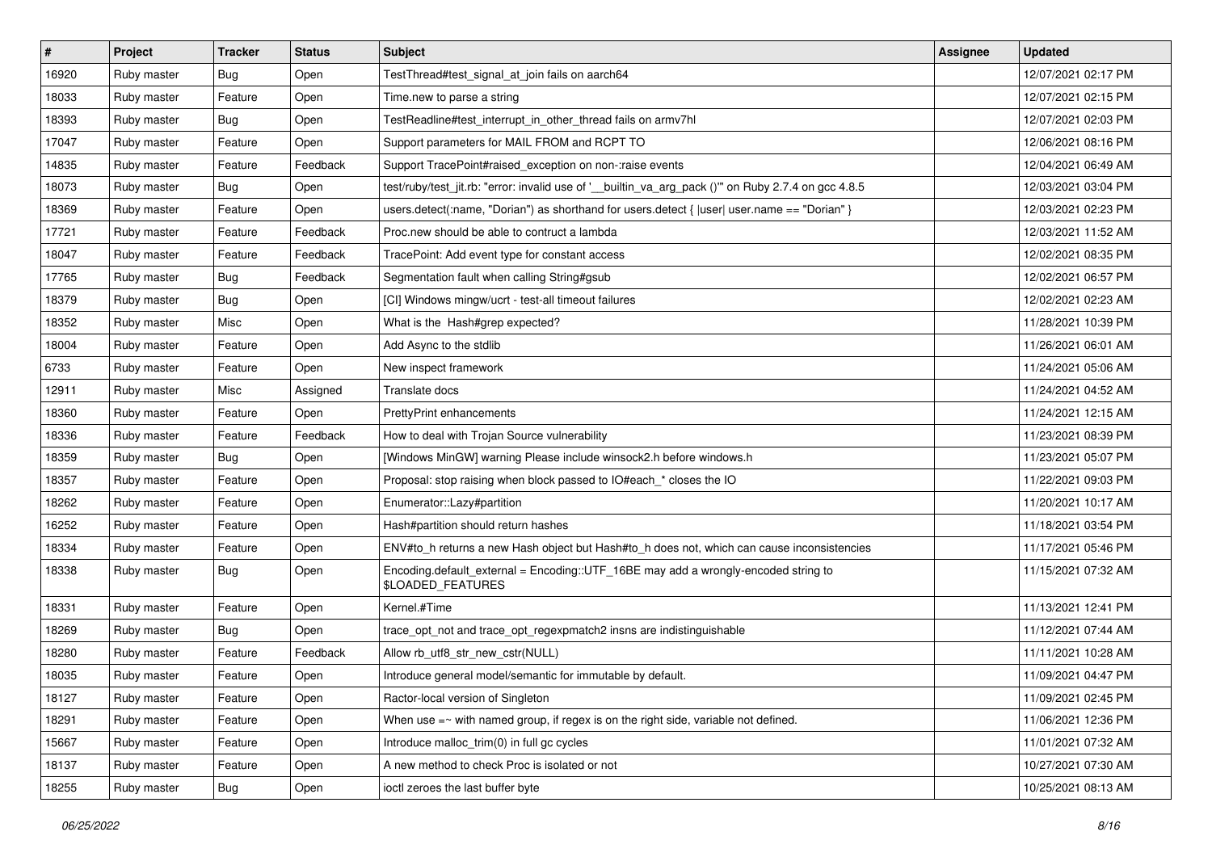| # | Project | Tracker | Status | Subject | Assignee | Updated |
| --- | --- | --- | --- | --- | --- | --- |
| 16920 | Ruby master | Bug | Open | TestThread#test_signal_at_join fails on aarch64 | | 12/07/2021 02:17 PM |
| 18033 | Ruby master | Feature | Open | Time.new to parse a string | | 12/07/2021 02:15 PM |
| 18393 | Ruby master | Bug | Open | TestReadline#test_interrupt_in_other_thread fails on armv7hl | | 12/07/2021 02:03 PM |
| 17047 | Ruby master | Feature | Open | Support parameters for MAIL FROM and RCPT TO | | 12/06/2021 08:16 PM |
| 14835 | Ruby master | Feature | Feedback | Support TracePoint#raised_exception on non-:raise events | | 12/04/2021 06:49 AM |
| 18073 | Ruby master | Bug | Open | test/ruby/test_jit.rb: "error: invalid use of '__builtin_va_arg_pack ()'" on Ruby 2.7.4 on gcc 4.8.5 | | 12/03/2021 03:04 PM |
| 18369 | Ruby master | Feature | Open | users.detect(:name, "Dorian") as shorthand for users.detect { \|user\| user.name == "Dorian" } | | 12/03/2021 02:23 PM |
| 17721 | Ruby master | Feature | Feedback | Proc.new should be able to contruct a lambda | | 12/03/2021 11:52 AM |
| 18047 | Ruby master | Feature | Feedback | TracePoint: Add event type for constant access | | 12/02/2021 08:35 PM |
| 17765 | Ruby master | Bug | Feedback | Segmentation fault when calling String#gsub | | 12/02/2021 06:57 PM |
| 18379 | Ruby master | Bug | Open | [CI] Windows mingw/ucrt - test-all timeout failures | | 12/02/2021 02:23 AM |
| 18352 | Ruby master | Misc | Open | What is the Hash#grep expected? | | 11/28/2021 10:39 PM |
| 18004 | Ruby master | Feature | Open | Add Async to the stdlib | | 11/26/2021 06:01 AM |
| 6733 | Ruby master | Feature | Open | New inspect framework | | 11/24/2021 05:06 AM |
| 12911 | Ruby master | Misc | Assigned | Translate docs | | 11/24/2021 04:52 AM |
| 18360 | Ruby master | Feature | Open | PrettyPrint enhancements | | 11/24/2021 12:15 AM |
| 18336 | Ruby master | Feature | Feedback | How to deal with Trojan Source vulnerability | | 11/23/2021 08:39 PM |
| 18359 | Ruby master | Bug | Open | [Windows MinGW] warning Please include winsock2.h before windows.h | | 11/23/2021 05:07 PM |
| 18357 | Ruby master | Feature | Open | Proposal: stop raising when block passed to IO#each_* closes the IO | | 11/22/2021 09:03 PM |
| 18262 | Ruby master | Feature | Open | Enumerator::Lazy#partition | | 11/20/2021 10:17 AM |
| 16252 | Ruby master | Feature | Open | Hash#partition should return hashes | | 11/18/2021 03:54 PM |
| 18334 | Ruby master | Feature | Open | ENV#to_h returns a new Hash object but Hash#to_h does not, which can cause inconsistencies | | 11/17/2021 05:46 PM |
| 18338 | Ruby master | Bug | Open | Encoding.default_external = Encoding::UTF_16BE may add a wrongly-encoded string to $LOADED_FEATURES | | 11/15/2021 07:32 AM |
| 18331 | Ruby master | Feature | Open | Kernel.#Time | | 11/13/2021 12:41 PM |
| 18269 | Ruby master | Bug | Open | trace_opt_not and trace_opt_regexpmatch2 insns are indistinguishable | | 11/12/2021 07:44 AM |
| 18280 | Ruby master | Feature | Feedback | Allow rb_utf8_str_new_cstr(NULL) | | 11/11/2021 10:28 AM |
| 18035 | Ruby master | Feature | Open | Introduce general model/semantic for immutable by default. | | 11/09/2021 04:47 PM |
| 18127 | Ruby master | Feature | Open | Ractor-local version of Singleton | | 11/09/2021 02:45 PM |
| 18291 | Ruby master | Feature | Open | When use =~ with named group, if regex is on the right side, variable not defined. | | 11/06/2021 12:36 PM |
| 15667 | Ruby master | Feature | Open | Introduce malloc_trim(0) in full gc cycles | | 11/01/2021 07:32 AM |
| 18137 | Ruby master | Feature | Open | A new method to check Proc is isolated or not | | 10/27/2021 07:30 AM |
| 18255 | Ruby master | Bug | Open | ioctl zeroes the last buffer byte | | 10/25/2021 08:13 AM |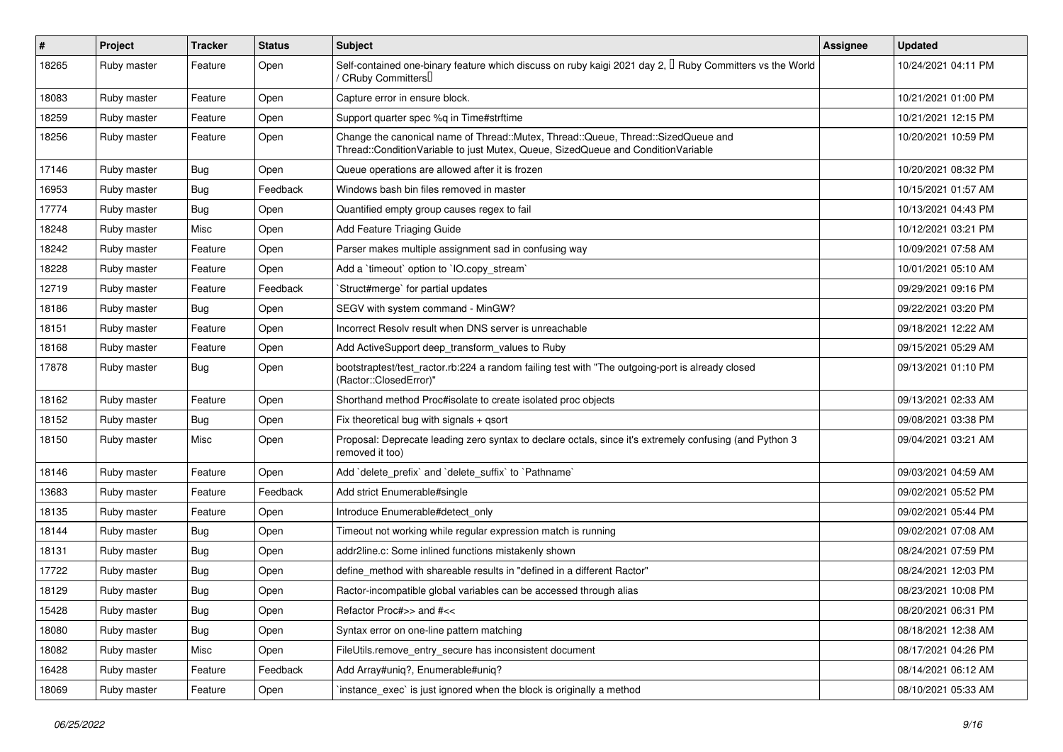| # | Project | Tracker | Status | Subject | Assignee | Updated |
|---|---|---|---|---|---|---|
| 18265 | Ruby master | Feature | Open | Self-contained one-binary feature which discuss on ruby kaigi 2021 day 2, 「Ruby Committers vs the World / CRuby Committers」 | | 10/24/2021 04:11 PM |
| 18083 | Ruby master | Feature | Open | Capture error in ensure block. | | 10/21/2021 01:00 PM |
| 18259 | Ruby master | Feature | Open | Support quarter spec %q in Time#strftime | | 10/21/2021 12:15 PM |
| 18256 | Ruby master | Feature | Open | Change the canonical name of Thread::Mutex, Thread::Queue, Thread::SizedQueue and Thread::ConditionVariable to just Mutex, Queue, SizedQueue and ConditionVariable | | 10/20/2021 10:59 PM |
| 17146 | Ruby master | Bug | Open | Queue operations are allowed after it is frozen | | 10/20/2021 08:32 PM |
| 16953 | Ruby master | Bug | Feedback | Windows bash bin files removed in master | | 10/15/2021 01:57 AM |
| 17774 | Ruby master | Bug | Open | Quantified empty group causes regex to fail | | 10/13/2021 04:43 PM |
| 18248 | Ruby master | Misc | Open | Add Feature Triaging Guide | | 10/12/2021 03:21 PM |
| 18242 | Ruby master | Feature | Open | Parser makes multiple assignment sad in confusing way | | 10/09/2021 07:58 AM |
| 18228 | Ruby master | Feature | Open | Add a `timeout` option to `IO.copy_stream` | | 10/01/2021 05:10 AM |
| 12719 | Ruby master | Feature | Feedback | `Struct#merge` for partial updates | | 09/29/2021 09:16 PM |
| 18186 | Ruby master | Bug | Open | SEGV with system command - MinGW? | | 09/22/2021 03:20 PM |
| 18151 | Ruby master | Feature | Open | Incorrect Resolv result when DNS server is unreachable | | 09/18/2021 12:22 AM |
| 18168 | Ruby master | Feature | Open | Add ActiveSupport deep_transform_values to Ruby | | 09/15/2021 05:29 AM |
| 17878 | Ruby master | Bug | Open | bootstraptest/test_ractor.rb:224 a random failing test with "The outgoing-port is already closed (Ractor::ClosedError)" | | 09/13/2021 01:10 PM |
| 18162 | Ruby master | Feature | Open | Shorthand method Proc#isolate to create isolated proc objects | | 09/13/2021 02:33 AM |
| 18152 | Ruby master | Bug | Open | Fix theoretical bug with signals + qsort | | 09/08/2021 03:38 PM |
| 18150 | Ruby master | Misc | Open | Proposal: Deprecate leading zero syntax to declare octals, since it's extremely confusing (and Python 3 removed it too) | | 09/04/2021 03:21 AM |
| 18146 | Ruby master | Feature | Open | Add `delete_prefix` and `delete_suffix` to `Pathname` | | 09/03/2021 04:59 AM |
| 13683 | Ruby master | Feature | Feedback | Add strict Enumerable#single | | 09/02/2021 05:52 PM |
| 18135 | Ruby master | Feature | Open | Introduce Enumerable#detect_only | | 09/02/2021 05:44 PM |
| 18144 | Ruby master | Bug | Open | Timeout not working while regular expression match is running | | 09/02/2021 07:08 AM |
| 18131 | Ruby master | Bug | Open | addr2line.c: Some inlined functions mistakenly shown | | 08/24/2021 07:59 PM |
| 17722 | Ruby master | Bug | Open | define_method with shareable results in "defined in a different Ractor" | | 08/24/2021 12:03 PM |
| 18129 | Ruby master | Bug | Open | Ractor-incompatible global variables can be accessed through alias | | 08/23/2021 10:08 PM |
| 15428 | Ruby master | Bug | Open | Refactor Proc#>> and #<< | | 08/20/2021 06:31 PM |
| 18080 | Ruby master | Bug | Open | Syntax error on one-line pattern matching | | 08/18/2021 12:38 AM |
| 18082 | Ruby master | Misc | Open | FileUtils.remove_entry_secure has inconsistent document | | 08/17/2021 04:26 PM |
| 16428 | Ruby master | Feature | Feedback | Add Array#uniq?, Enumerable#uniq? | | 08/14/2021 06:12 AM |
| 18069 | Ruby master | Feature | Open | `instance_exec` is just ignored when the block is originally a method | | 08/10/2021 05:33 AM |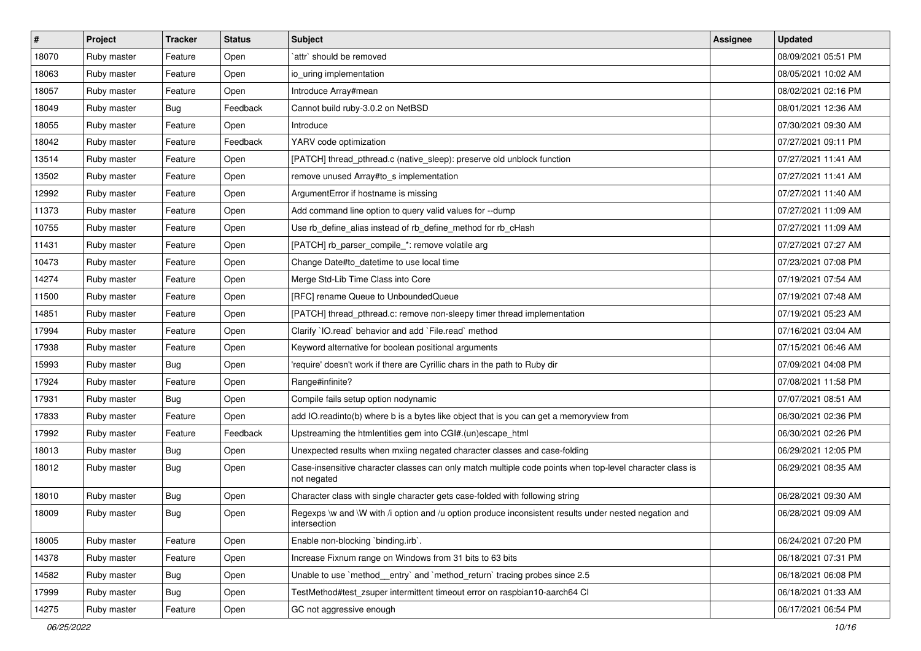| # | Project | Tracker | Status | Subject | Assignee | Updated |
|---|---|---|---|---|---|---|
| 18070 | Ruby master | Feature | Open | `attr` should be removed | | 08/09/2021 05:51 PM |
| 18063 | Ruby master | Feature | Open | io_uring implementation | | 08/05/2021 10:02 AM |
| 18057 | Ruby master | Feature | Open | Introduce Array#mean | | 08/02/2021 02:16 PM |
| 18049 | Ruby master | Bug | Feedback | Cannot build ruby-3.0.2 on NetBSD | | 08/01/2021 12:36 AM |
| 18055 | Ruby master | Feature | Open | Introduce | | 07/30/2021 09:30 AM |
| 18042 | Ruby master | Feature | Feedback | YARV code optimization | | 07/27/2021 09:11 PM |
| 13514 | Ruby master | Feature | Open | [PATCH] thread_pthread.c (native_sleep): preserve old unblock function | | 07/27/2021 11:41 AM |
| 13502 | Ruby master | Feature | Open | remove unused Array#to_s implementation | | 07/27/2021 11:41 AM |
| 12992 | Ruby master | Feature | Open | ArgumentError if hostname is missing | | 07/27/2021 11:40 AM |
| 11373 | Ruby master | Feature | Open | Add command line option to query valid values for --dump | | 07/27/2021 11:09 AM |
| 10755 | Ruby master | Feature | Open | Use rb_define_alias instead of rb_define_method for rb_cHash | | 07/27/2021 11:09 AM |
| 11431 | Ruby master | Feature | Open | [PATCH] rb_parser_compile_*: remove volatile arg | | 07/27/2021 07:27 AM |
| 10473 | Ruby master | Feature | Open | Change Date#to_datetime to use local time | | 07/23/2021 07:08 PM |
| 14274 | Ruby master | Feature | Open | Merge Std-Lib Time Class into Core | | 07/19/2021 07:54 AM |
| 11500 | Ruby master | Feature | Open | [RFC] rename Queue to UnboundedQueue | | 07/19/2021 07:48 AM |
| 14851 | Ruby master | Feature | Open | [PATCH] thread_pthread.c: remove non-sleepy timer thread implementation | | 07/19/2021 05:23 AM |
| 17994 | Ruby master | Feature | Open | Clarify `IO.read` behavior and add `File.read` method | | 07/16/2021 03:04 AM |
| 17938 | Ruby master | Feature | Open | Keyword alternative for boolean positional arguments | | 07/15/2021 06:46 AM |
| 15993 | Ruby master | Bug | Open | 'require' doesn't work if there are Cyrillic chars in the path to Ruby dir | | 07/09/2021 04:08 PM |
| 17924 | Ruby master | Feature | Open | Range#infinite? | | 07/08/2021 11:58 PM |
| 17931 | Ruby master | Bug | Open | Compile fails setup option nodynamic | | 07/07/2021 08:51 AM |
| 17833 | Ruby master | Feature | Open | add IO.readinto(b) where b is a bytes like object that is you can get a memoryview from | | 06/30/2021 02:36 PM |
| 17992 | Ruby master | Feature | Feedback | Upstreaming the htmlentities gem into CGI#.(un)escape_html | | 06/30/2021 02:26 PM |
| 18013 | Ruby master | Bug | Open | Unexpected results when mxiing negated character classes and case-folding | | 06/29/2021 12:05 PM |
| 18012 | Ruby master | Bug | Open | Case-insensitive character classes can only match multiple code points when top-level character class is not negated | | 06/29/2021 08:35 AM |
| 18010 | Ruby master | Bug | Open | Character class with single character gets case-folded with following string | | 06/28/2021 09:30 AM |
| 18009 | Ruby master | Bug | Open | Regexps \w and \W with /i option and /u option produce inconsistent results under nested negation and intersection | | 06/28/2021 09:09 AM |
| 18005 | Ruby master | Feature | Open | Enable non-blocking `binding.irb`. | | 06/24/2021 07:20 PM |
| 14378 | Ruby master | Feature | Open | Increase Fixnum range on Windows from 31 bits to 63 bits | | 06/18/2021 07:31 PM |
| 14582 | Ruby master | Bug | Open | Unable to use `method__entry` and `method_return` tracing probes since 2.5 | | 06/18/2021 06:08 PM |
| 17999 | Ruby master | Bug | Open | TestMethod#test_zsuper intermittent timeout error on raspbian10-aarch64 CI | | 06/18/2021 01:33 AM |
| 14275 | Ruby master | Feature | Open | GC not aggressive enough | | 06/17/2021 06:54 PM |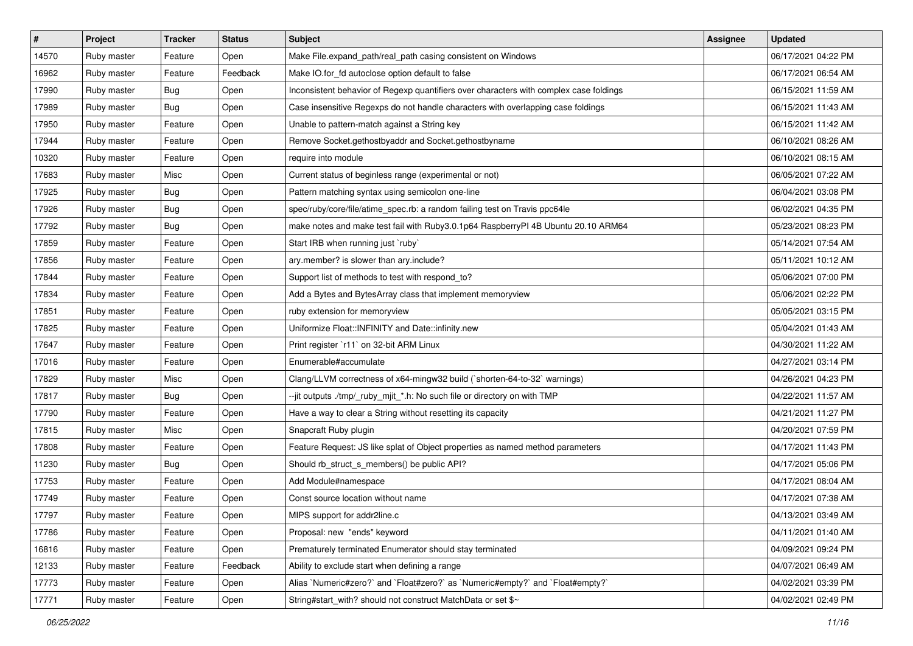| # | Project | Tracker | Status | Subject | Assignee | Updated |
|---|---|---|---|---|---|---|
| 14570 | Ruby master | Feature | Open | Make File.expand_path/real_path casing consistent on Windows | | 06/17/2021 04:22 PM |
| 16962 | Ruby master | Feature | Feedback | Make IO.for_fd autoclose option default to false | | 06/17/2021 06:54 AM |
| 17990 | Ruby master | Bug | Open | Inconsistent behavior of Regexp quantifiers over characters with complex case foldings | | 06/15/2021 11:59 AM |
| 17989 | Ruby master | Bug | Open | Case insensitive Regexps do not handle characters with overlapping case foldings | | 06/15/2021 11:43 AM |
| 17950 | Ruby master | Feature | Open | Unable to pattern-match against a String key | | 06/15/2021 11:42 AM |
| 17944 | Ruby master | Feature | Open | Remove Socket.gethostbyaddr and Socket.gethostbyname | | 06/10/2021 08:26 AM |
| 10320 | Ruby master | Feature | Open | require into module | | 06/10/2021 08:15 AM |
| 17683 | Ruby master | Misc | Open | Current status of beginless range (experimental or not) | | 06/05/2021 07:22 AM |
| 17925 | Ruby master | Bug | Open | Pattern matching syntax using semicolon one-line | | 06/04/2021 03:08 PM |
| 17926 | Ruby master | Bug | Open | spec/ruby/core/file/atime_spec.rb: a random failing test on Travis ppc64le | | 06/02/2021 04:35 PM |
| 17792 | Ruby master | Bug | Open | make notes and make test fail with Ruby3.0.1p64 RaspberryPI 4B Ubuntu 20.10 ARM64 | | 05/23/2021 08:23 PM |
| 17859 | Ruby master | Feature | Open | Start IRB when running just `ruby` | | 05/14/2021 07:54 AM |
| 17856 | Ruby master | Feature | Open | ary.member? is slower than ary.include? | | 05/11/2021 10:12 AM |
| 17844 | Ruby master | Feature | Open | Support list of methods to test with respond_to? | | 05/06/2021 07:00 PM |
| 17834 | Ruby master | Feature | Open | Add a Bytes and BytesArray class that implement memoryview | | 05/06/2021 02:22 PM |
| 17851 | Ruby master | Feature | Open | ruby extension for memoryview | | 05/05/2021 03:15 PM |
| 17825 | Ruby master | Feature | Open | Uniformize Float::INFINITY and Date::infinity.new | | 05/04/2021 01:43 AM |
| 17647 | Ruby master | Feature | Open | Print register `r11` on 32-bit ARM Linux | | 04/30/2021 11:22 AM |
| 17016 | Ruby master | Feature | Open | Enumerable#accumulate | | 04/27/2021 03:14 PM |
| 17829 | Ruby master | Misc | Open | Clang/LLVM correctness of x64-mingw32 build (`shorten-64-to-32` warnings) | | 04/26/2021 04:23 PM |
| 17817 | Ruby master | Bug | Open | --jit outputs ./tmp/_ruby_mjit_*.h: No such file or directory on with TMP | | 04/22/2021 11:57 AM |
| 17790 | Ruby master | Feature | Open | Have a way to clear a String without resetting its capacity | | 04/21/2021 11:27 PM |
| 17815 | Ruby master | Misc | Open | Snapcraft Ruby plugin | | 04/20/2021 07:59 PM |
| 17808 | Ruby master | Feature | Open | Feature Request: JS like splat of Object properties as named method parameters | | 04/17/2021 11:43 PM |
| 11230 | Ruby master | Bug | Open | Should rb_struct_s_members() be public API? | | 04/17/2021 05:06 PM |
| 17753 | Ruby master | Feature | Open | Add Module#namespace | | 04/17/2021 08:04 AM |
| 17749 | Ruby master | Feature | Open | Const source location without name | | 04/17/2021 07:38 AM |
| 17797 | Ruby master | Feature | Open | MIPS support for addr2line.c | | 04/13/2021 03:49 AM |
| 17786 | Ruby master | Feature | Open | Proposal: new "ends" keyword | | 04/11/2021 01:40 AM |
| 16816 | Ruby master | Feature | Open | Prematurely terminated Enumerator should stay terminated | | 04/09/2021 09:24 PM |
| 12133 | Ruby master | Feature | Feedback | Ability to exclude start when defining a range | | 04/07/2021 06:49 AM |
| 17773 | Ruby master | Feature | Open | Alias `Numeric#zero?` and `Float#zero?` as `Numeric#empty?` and `Float#empty?` | | 04/02/2021 03:39 PM |
| 17771 | Ruby master | Feature | Open | String#start_with? should not construct MatchData or set $~ | | 04/02/2021 02:49 PM |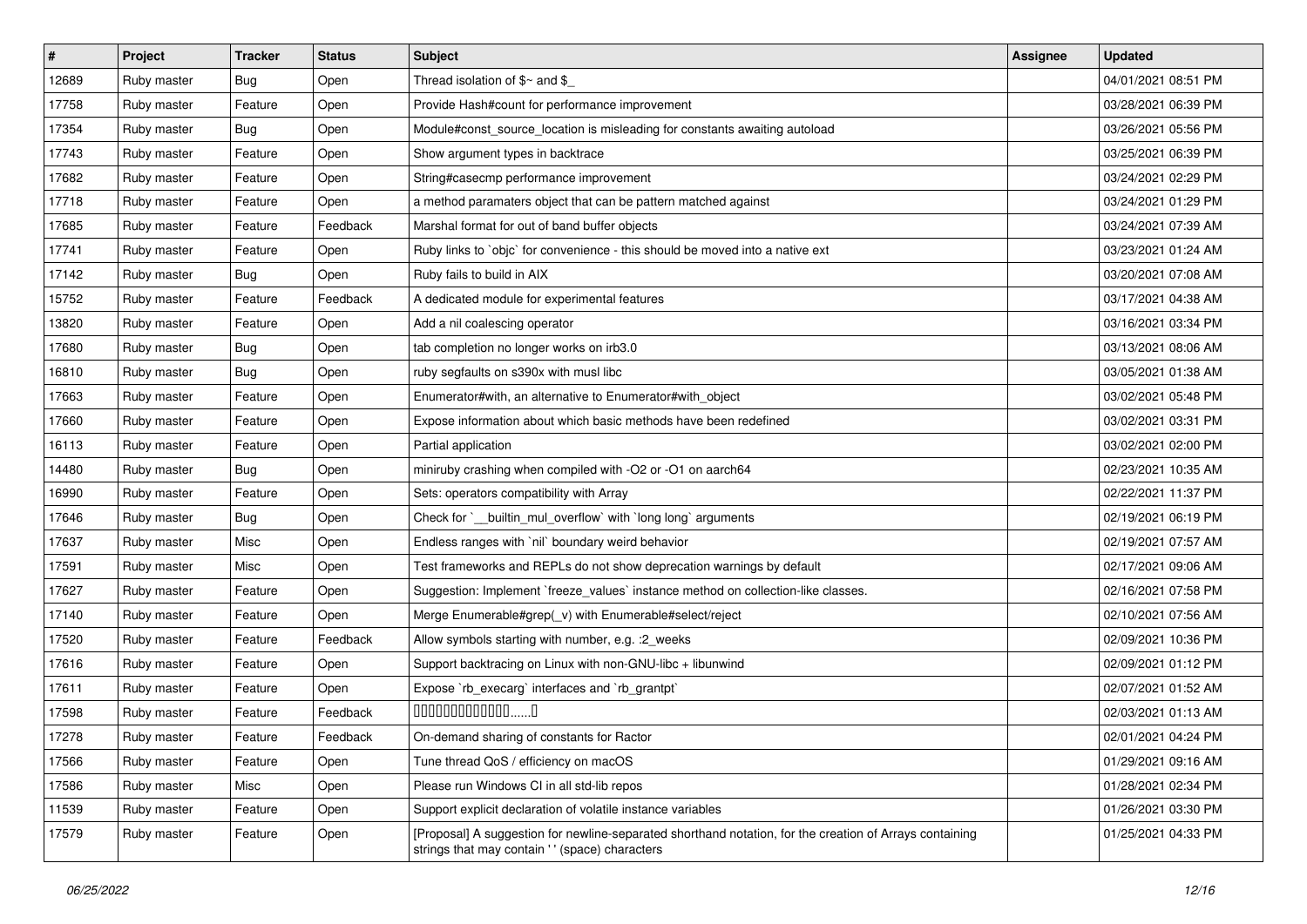| # | Project | Tracker | Status | Subject | Assignee | Updated |
|---|---|---|---|---|---|---|
| 12689 | Ruby master | Bug | Open | Thread isolation of $~ and $_ | | 04/01/2021 08:51 PM |
| 17758 | Ruby master | Feature | Open | Provide Hash#count for performance improvement | | 03/28/2021 06:39 PM |
| 17354 | Ruby master | Bug | Open | Module#const_source_location is misleading for constants awaiting autoload | | 03/26/2021 05:56 PM |
| 17743 | Ruby master | Feature | Open | Show argument types in backtrace | | 03/25/2021 06:39 PM |
| 17682 | Ruby master | Feature | Open | String#casecmp performance improvement | | 03/24/2021 02:29 PM |
| 17718 | Ruby master | Feature | Open | a method paramaters object that can be pattern matched against | | 03/24/2021 01:29 PM |
| 17685 | Ruby master | Feature | Feedback | Marshal format for out of band buffer objects | | 03/24/2021 07:39 AM |
| 17741 | Ruby master | Feature | Open | Ruby links to `objc` for convenience - this should be moved into a native ext | | 03/23/2021 01:24 AM |
| 17142 | Ruby master | Bug | Open | Ruby fails to build in AIX | | 03/20/2021 07:08 AM |
| 15752 | Ruby master | Feature | Feedback | A dedicated module for experimental features | | 03/17/2021 04:38 AM |
| 13820 | Ruby master | Feature | Open | Add a nil coalescing operator | | 03/16/2021 03:34 PM |
| 17680 | Ruby master | Bug | Open | tab completion no longer works on irb3.0 | | 03/13/2021 08:06 AM |
| 16810 | Ruby master | Bug | Open | ruby segfaults on s390x with musl libc | | 03/05/2021 01:38 AM |
| 17663 | Ruby master | Feature | Open | Enumerator#with, an alternative to Enumerator#with_object | | 03/02/2021 05:48 PM |
| 17660 | Ruby master | Feature | Open | Expose information about which basic methods have been redefined | | 03/02/2021 03:31 PM |
| 16113 | Ruby master | Feature | Open | Partial application | | 03/02/2021 02:00 PM |
| 14480 | Ruby master | Bug | Open | miniruby crashing when compiled with -O2 or -O1 on aarch64 | | 02/23/2021 10:35 AM |
| 16990 | Ruby master | Feature | Open | Sets: operators compatibility with Array | | 02/22/2021 11:37 PM |
| 17646 | Ruby master | Bug | Open | Check for `__builtin_mul_overflow` with `long long` arguments | | 02/19/2021 06:19 PM |
| 17637 | Ruby master | Misc | Open | Endless ranges with `nil` boundary weird behavior | | 02/19/2021 07:57 AM |
| 17591 | Ruby master | Misc | Open | Test frameworks and REPLs do not show deprecation warnings by default | | 02/17/2021 09:06 AM |
| 17627 | Ruby master | Feature | Open | Suggestion: Implement `freeze_values` instance method on collection-like classes. | | 02/16/2021 07:58 PM |
| 17140 | Ruby master | Feature | Open | Merge Enumerable#grep(_v) with Enumerable#select/reject | | 02/10/2021 07:56 AM |
| 17520 | Ruby master | Feature | Feedback | Allow symbols starting with number, e.g. :2_weeks | | 02/09/2021 10:36 PM |
| 17616 | Ruby master | Feature | Open | Support backtracing on Linux with non-GNU-libc + libunwind | | 02/09/2021 01:12 PM |
| 17611 | Ruby master | Feature | Open | Expose `rb_execarg` interfaces and `rb_grantpt` | | 02/07/2021 01:52 AM |
| 17598 | Ruby master | Feature | Feedback | 0000000000000......0 | | 02/03/2021 01:13 AM |
| 17278 | Ruby master | Feature | Feedback | On-demand sharing of constants for Ractor | | 02/01/2021 04:24 PM |
| 17566 | Ruby master | Feature | Open | Tune thread QoS / efficiency on macOS | | 01/29/2021 09:16 AM |
| 17586 | Ruby master | Misc | Open | Please run Windows CI in all std-lib repos | | 01/28/2021 02:34 PM |
| 11539 | Ruby master | Feature | Open | Support explicit declaration of volatile instance variables | | 01/26/2021 03:30 PM |
| 17579 | Ruby master | Feature | Open | [Proposal] A suggestion for newline-separated shorthand notation, for the creation of Arrays containing strings that may contain ' ' (space) characters | | 01/25/2021 04:33 PM |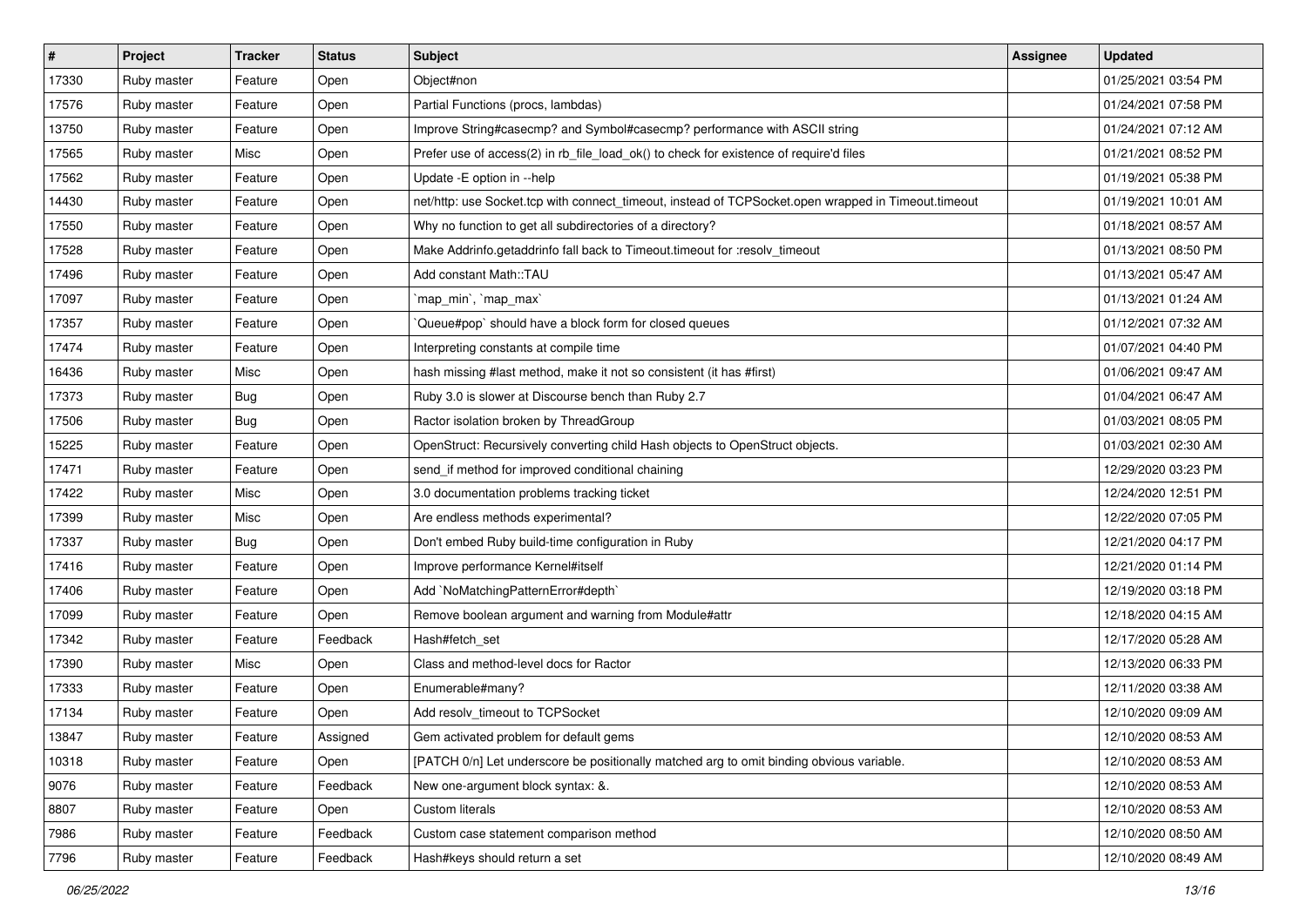| # | Project | Tracker | Status | Subject | Assignee | Updated |
|---|---|---|---|---|---|---|
| 17330 | Ruby master | Feature | Open | Object#non | | 01/25/2021 03:54 PM |
| 17576 | Ruby master | Feature | Open | Partial Functions (procs, lambdas) | | 01/24/2021 07:58 PM |
| 13750 | Ruby master | Feature | Open | Improve String#casecmp? and Symbol#casecmp? performance with ASCII string | | 01/24/2021 07:12 AM |
| 17565 | Ruby master | Misc | Open | Prefer use of access(2) in rb_file_load_ok() to check for existence of require'd files | | 01/21/2021 08:52 PM |
| 17562 | Ruby master | Feature | Open | Update -E option in --help | | 01/19/2021 05:38 PM |
| 14430 | Ruby master | Feature | Open | net/http: use Socket.tcp with connect_timeout, instead of TCPSocket.open wrapped in Timeout.timeout | | 01/19/2021 10:01 AM |
| 17550 | Ruby master | Feature | Open | Why no function to get all subdirectories of a directory? | | 01/18/2021 08:57 AM |
| 17528 | Ruby master | Feature | Open | Make Addrinfo.getaddrinfo fall back to Timeout.timeout for :resolv_timeout | | 01/13/2021 08:50 PM |
| 17496 | Ruby master | Feature | Open | Add constant Math::TAU | | 01/13/2021 05:47 AM |
| 17097 | Ruby master | Feature | Open | `map_min`, `map_max` | | 01/13/2021 01:24 AM |
| 17357 | Ruby master | Feature | Open | `Queue#pop` should have a block form for closed queues | | 01/12/2021 07:32 AM |
| 17474 | Ruby master | Feature | Open | Interpreting constants at compile time | | 01/07/2021 04:40 PM |
| 16436 | Ruby master | Misc | Open | hash missing #last method, make it not so consistent (it has #first) | | 01/06/2021 09:47 AM |
| 17373 | Ruby master | Bug | Open | Ruby 3.0 is slower at Discourse bench than Ruby 2.7 | | 01/04/2021 06:47 AM |
| 17506 | Ruby master | Bug | Open | Ractor isolation broken by ThreadGroup | | 01/03/2021 08:05 PM |
| 15225 | Ruby master | Feature | Open | OpenStruct: Recursively converting child Hash objects to OpenStruct objects. | | 01/03/2021 02:30 AM |
| 17471 | Ruby master | Feature | Open | send_if method for improved conditional chaining | | 12/29/2020 03:23 PM |
| 17422 | Ruby master | Misc | Open | 3.0 documentation problems tracking ticket | | 12/24/2020 12:51 PM |
| 17399 | Ruby master | Misc | Open | Are endless methods experimental? | | 12/22/2020 07:05 PM |
| 17337 | Ruby master | Bug | Open | Don't embed Ruby build-time configuration in Ruby | | 12/21/2020 04:17 PM |
| 17416 | Ruby master | Feature | Open | Improve performance Kernel#itself | | 12/21/2020 01:14 PM |
| 17406 | Ruby master | Feature | Open | Add `NoMatchingPatternError#depth` | | 12/19/2020 03:18 PM |
| 17099 | Ruby master | Feature | Open | Remove boolean argument and warning from Module#attr | | 12/18/2020 04:15 AM |
| 17342 | Ruby master | Feature | Feedback | Hash#fetch_set | | 12/17/2020 05:28 AM |
| 17390 | Ruby master | Misc | Open | Class and method-level docs for Ractor | | 12/13/2020 06:33 PM |
| 17333 | Ruby master | Feature | Open | Enumerable#many? | | 12/11/2020 03:38 AM |
| 17134 | Ruby master | Feature | Open | Add resolv_timeout to TCPSocket | | 12/10/2020 09:09 AM |
| 13847 | Ruby master | Feature | Assigned | Gem activated problem for default gems | | 12/10/2020 08:53 AM |
| 10318 | Ruby master | Feature | Open | [PATCH 0/n] Let underscore be positionally matched arg to omit binding obvious variable. | | 12/10/2020 08:53 AM |
| 9076 | Ruby master | Feature | Feedback | New one-argument block syntax: &. | | 12/10/2020 08:53 AM |
| 8807 | Ruby master | Feature | Open | Custom literals | | 12/10/2020 08:53 AM |
| 7986 | Ruby master | Feature | Feedback | Custom case statement comparison method | | 12/10/2020 08:50 AM |
| 7796 | Ruby master | Feature | Feedback | Hash#keys should return a set | | 12/10/2020 08:49 AM |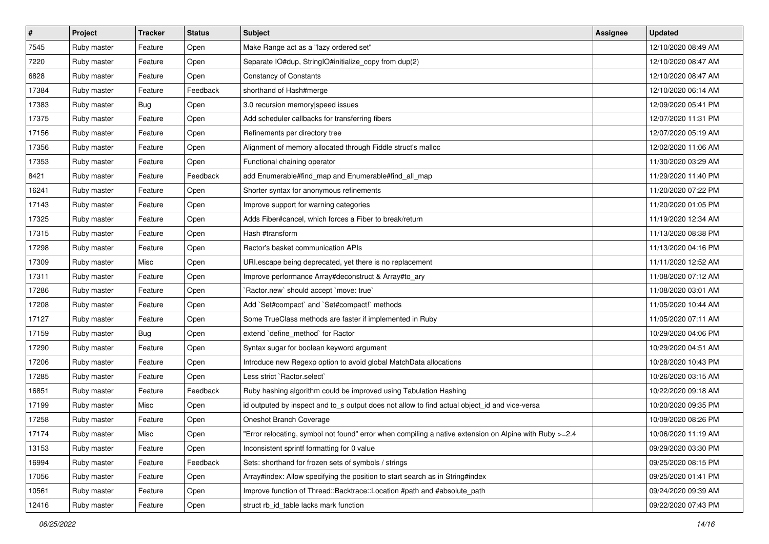| # | Project | Tracker | Status | Subject | Assignee | Updated |
|---|---|---|---|---|---|---|
| 7545 | Ruby master | Feature | Open | Make Range act as a "lazy ordered set" | | 12/10/2020 08:49 AM |
| 7220 | Ruby master | Feature | Open | Separate IO#dup, StringIO#initialize_copy from dup(2) | | 12/10/2020 08:47 AM |
| 6828 | Ruby master | Feature | Open | Constancy of Constants | | 12/10/2020 08:47 AM |
| 17384 | Ruby master | Feature | Feedback | shorthand of Hash#merge | | 12/10/2020 06:14 AM |
| 17383 | Ruby master | Bug | Open | 3.0 recursion memory\|speed issues | | 12/09/2020 05:41 PM |
| 17375 | Ruby master | Feature | Open | Add scheduler callbacks for transferring fibers | | 12/07/2020 11:31 PM |
| 17156 | Ruby master | Feature | Open | Refinements per directory tree | | 12/07/2020 05:19 AM |
| 17356 | Ruby master | Feature | Open | Alignment of memory allocated through Fiddle struct's malloc | | 12/02/2020 11:06 AM |
| 17353 | Ruby master | Feature | Open | Functional chaining operator | | 11/30/2020 03:29 AM |
| 8421 | Ruby master | Feature | Feedback | add Enumerable#find_map and Enumerable#find_all_map | | 11/29/2020 11:40 PM |
| 16241 | Ruby master | Feature | Open | Shorter syntax for anonymous refinements | | 11/20/2020 07:22 PM |
| 17143 | Ruby master | Feature | Open | Improve support for warning categories | | 11/20/2020 01:05 PM |
| 17325 | Ruby master | Feature | Open | Adds Fiber#cancel, which forces a Fiber to break/return | | 11/19/2020 12:34 AM |
| 17315 | Ruby master | Feature | Open | Hash #transform | | 11/13/2020 08:38 PM |
| 17298 | Ruby master | Feature | Open | Ractor's basket communication APIs | | 11/13/2020 04:16 PM |
| 17309 | Ruby master | Misc | Open | URI.escape being deprecated, yet there is no replacement | | 11/11/2020 12:52 AM |
| 17311 | Ruby master | Feature | Open | Improve performance Array#deconstruct & Array#to_ary | | 11/08/2020 07:12 AM |
| 17286 | Ruby master | Feature | Open | `Ractor.new` should accept `move: true` | | 11/08/2020 03:01 AM |
| 17208 | Ruby master | Feature | Open | Add `Set#compact` and `Set#compact!` methods | | 11/05/2020 10:44 AM |
| 17127 | Ruby master | Feature | Open | Some TrueClass methods are faster if implemented in Ruby | | 11/05/2020 07:11 AM |
| 17159 | Ruby master | Bug | Open | extend `define_method` for Ractor | | 10/29/2020 04:06 PM |
| 17290 | Ruby master | Feature | Open | Syntax sugar for boolean keyword argument | | 10/29/2020 04:51 AM |
| 17206 | Ruby master | Feature | Open | Introduce new Regexp option to avoid global MatchData allocations | | 10/28/2020 10:43 PM |
| 17285 | Ruby master | Feature | Open | Less strict `Ractor.select` | | 10/26/2020 03:15 AM |
| 16851 | Ruby master | Feature | Feedback | Ruby hashing algorithm could be improved using Tabulation Hashing | | 10/22/2020 09:18 AM |
| 17199 | Ruby master | Misc | Open | id outputed by inspect and to_s output does not allow to find actual object_id and vice-versa | | 10/20/2020 09:35 PM |
| 17258 | Ruby master | Feature | Open | Oneshot Branch Coverage | | 10/09/2020 08:26 PM |
| 17174 | Ruby master | Misc | Open | "Error relocating, symbol not found" error when compiling a native extension on Alpine with Ruby >=2.4 | | 10/06/2020 11:19 AM |
| 13153 | Ruby master | Feature | Open | Inconsistent sprintf formatting for 0 value | | 09/29/2020 03:30 PM |
| 16994 | Ruby master | Feature | Feedback | Sets: shorthand for frozen sets of symbols / strings | | 09/25/2020 08:15 PM |
| 17056 | Ruby master | Feature | Open | Array#index: Allow specifying the position to start search as in String#index | | 09/25/2020 01:41 PM |
| 10561 | Ruby master | Feature | Open | Improve function of Thread::Backtrace::Location #path and #absolute_path | | 09/24/2020 09:39 AM |
| 12416 | Ruby master | Feature | Open | struct rb_id_table lacks mark function | | 09/22/2020 07:43 PM |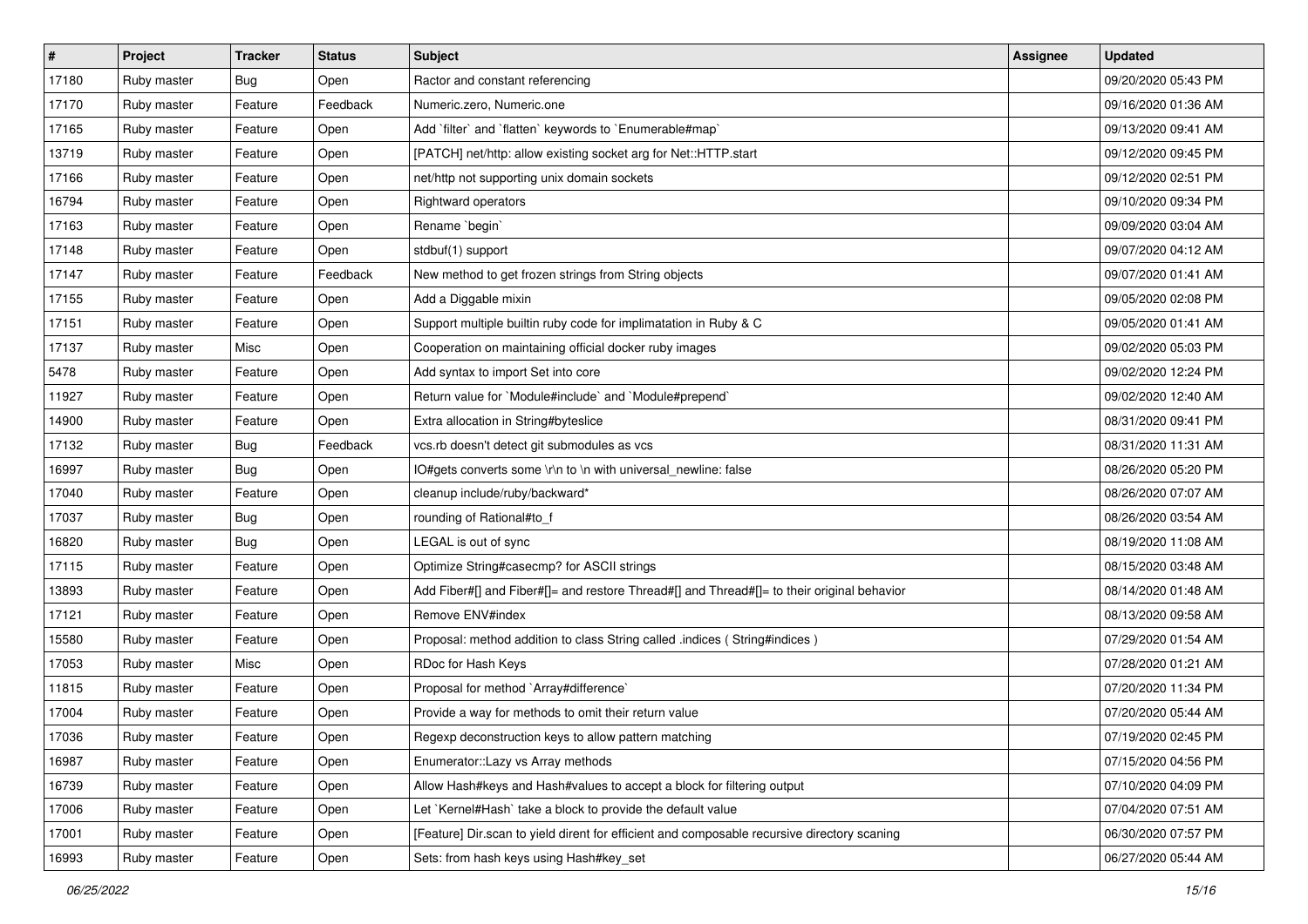| # | Project | Tracker | Status | Subject | Assignee | Updated |
|---|---|---|---|---|---|---|
| 17180 | Ruby master | Bug | Open | Ractor and constant referencing | | 09/20/2020 05:43 PM |
| 17170 | Ruby master | Feature | Feedback | Numeric.zero, Numeric.one | | 09/16/2020 01:36 AM |
| 17165 | Ruby master | Feature | Open | Add `filter` and `flatten` keywords to `Enumerable#map` | | 09/13/2020 09:41 AM |
| 13719 | Ruby master | Feature | Open | [PATCH] net/http: allow existing socket arg for Net::HTTP.start | | 09/12/2020 09:45 PM |
| 17166 | Ruby master | Feature | Open | net/http not supporting unix domain sockets | | 09/12/2020 02:51 PM |
| 16794 | Ruby master | Feature | Open | Rightward operators | | 09/10/2020 09:34 PM |
| 17163 | Ruby master | Feature | Open | Rename `begin` | | 09/09/2020 03:04 AM |
| 17148 | Ruby master | Feature | Open | stdbuf(1) support | | 09/07/2020 04:12 AM |
| 17147 | Ruby master | Feature | Feedback | New method to get frozen strings from String objects | | 09/07/2020 01:41 AM |
| 17155 | Ruby master | Feature | Open | Add a Diggable mixin | | 09/05/2020 02:08 PM |
| 17151 | Ruby master | Feature | Open | Support multiple builtin ruby code for implimatation in Ruby & C | | 09/05/2020 01:41 AM |
| 17137 | Ruby master | Misc | Open | Cooperation on maintaining official docker ruby images | | 09/02/2020 05:03 PM |
| 5478 | Ruby master | Feature | Open | Add syntax to import Set into core | | 09/02/2020 12:24 PM |
| 11927 | Ruby master | Feature | Open | Return value for `Module#include` and `Module#prepend` | | 09/02/2020 12:40 AM |
| 14900 | Ruby master | Feature | Open | Extra allocation in String#byteslice | | 08/31/2020 09:41 PM |
| 17132 | Ruby master | Bug | Feedback | vcs.rb doesn't detect git submodules as vcs | | 08/31/2020 11:31 AM |
| 16997 | Ruby master | Bug | Open | IO#gets converts some \r\n to \n with universal_newline: false | | 08/26/2020 05:20 PM |
| 17040 | Ruby master | Feature | Open | cleanup include/ruby/backward* | | 08/26/2020 07:07 AM |
| 17037 | Ruby master | Bug | Open | rounding of Rational#to_f | | 08/26/2020 03:54 AM |
| 16820 | Ruby master | Bug | Open | LEGAL is out of sync | | 08/19/2020 11:08 AM |
| 17115 | Ruby master | Feature | Open | Optimize String#casecmp? for ASCII strings | | 08/15/2020 03:48 AM |
| 13893 | Ruby master | Feature | Open | Add Fiber#[] and Fiber#[]= and restore Thread#[] and Thread#[]= to their original behavior | | 08/14/2020 01:48 AM |
| 17121 | Ruby master | Feature | Open | Remove ENV#index | | 08/13/2020 09:58 AM |
| 15580 | Ruby master | Feature | Open | Proposal: method addition to class String called .indices ( String#indices ) | | 07/29/2020 01:54 AM |
| 17053 | Ruby master | Misc | Open | RDoc for Hash Keys | | 07/28/2020 01:21 AM |
| 11815 | Ruby master | Feature | Open | Proposal for method `Array#difference` | | 07/20/2020 11:34 PM |
| 17004 | Ruby master | Feature | Open | Provide a way for methods to omit their return value | | 07/20/2020 05:44 AM |
| 17036 | Ruby master | Feature | Open | Regexp deconstruction keys to allow pattern matching | | 07/19/2020 02:45 PM |
| 16987 | Ruby master | Feature | Open | Enumerator::Lazy vs Array methods | | 07/15/2020 04:56 PM |
| 16739 | Ruby master | Feature | Open | Allow Hash#keys and Hash#values to accept a block for filtering output | | 07/10/2020 04:09 PM |
| 17006 | Ruby master | Feature | Open | Let `Kernel#Hash` take a block to provide the default value | | 07/04/2020 07:51 AM |
| 17001 | Ruby master | Feature | Open | [Feature] Dir.scan to yield dirent for efficient and composable recursive directory scaning | | 06/30/2020 07:57 PM |
| 16993 | Ruby master | Feature | Open | Sets: from hash keys using Hash#key_set | | 06/27/2020 05:44 AM |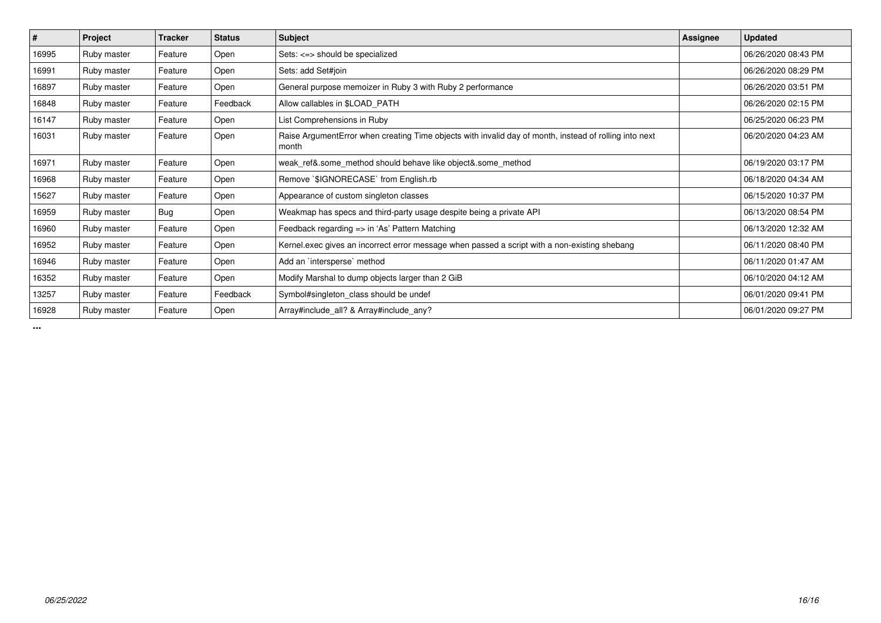| # | Project | Tracker | Status | Subject | Assignee | Updated |
|---|---|---|---|---|---|---|
| 16995 | Ruby master | Feature | Open | Sets: <=> should be specialized | | 06/26/2020 08:43 PM |
| 16991 | Ruby master | Feature | Open | Sets: add Set#join | | 06/26/2020 08:29 PM |
| 16897 | Ruby master | Feature | Open | General purpose memoizer in Ruby 3 with Ruby 2 performance | | 06/26/2020 03:51 PM |
| 16848 | Ruby master | Feature | Feedback | Allow callables in $LOAD_PATH | | 06/26/2020 02:15 PM |
| 16147 | Ruby master | Feature | Open | List Comprehensions in Ruby | | 06/25/2020 06:23 PM |
| 16031 | Ruby master | Feature | Open | Raise ArgumentError when creating Time objects with invalid day of month, instead of rolling into next month | | 06/20/2020 04:23 AM |
| 16971 | Ruby master | Feature | Open | weak_ref&.some_method should behave like object&.some_method | | 06/19/2020 03:17 PM |
| 16968 | Ruby master | Feature | Open | Remove `$IGNORECASE` from English.rb | | 06/18/2020 04:34 AM |
| 15627 | Ruby master | Feature | Open | Appearance of custom singleton classes | | 06/15/2020 10:37 PM |
| 16959 | Ruby master | Bug | Open | Weakmap has specs and third-party usage despite being a private API | | 06/13/2020 08:54 PM |
| 16960 | Ruby master | Feature | Open | Feedback regarding => in 'As' Pattern Matching | | 06/13/2020 12:32 AM |
| 16952 | Ruby master | Feature | Open | Kernel.exec gives an incorrect error message when passed a script with a non-existing shebang | | 06/11/2020 08:40 PM |
| 16946 | Ruby master | Feature | Open | Add an `intersperse` method | | 06/11/2020 01:47 AM |
| 16352 | Ruby master | Feature | Open | Modify Marshal to dump objects larger than 2 GiB | | 06/10/2020 04:12 AM |
| 13257 | Ruby master | Feature | Feedback | Symbol#singleton_class should be undef | | 06/01/2020 09:41 PM |
| 16928 | Ruby master | Feature | Open | Array#include_all? & Array#include_any? | | 06/01/2020 09:27 PM |

...